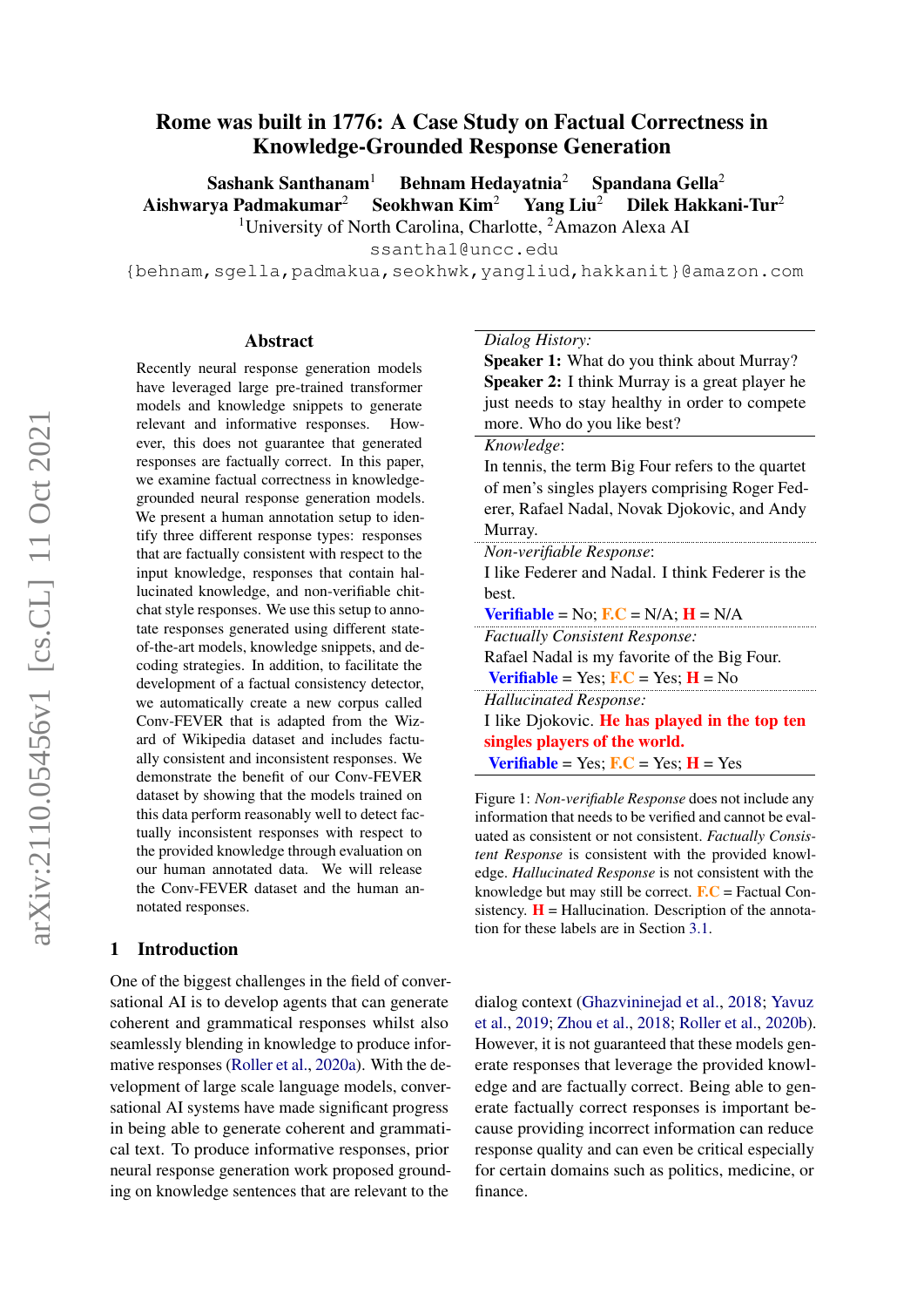# Rome was built in 1776: A Case Study on Factual Correctness in Knowledge-Grounded Response Generation

**Sashank Santhanam**[1] **Behnam Hedayatnia**[2] **Spandana Gella**[2]
**Aishwarya Padmakumar**[2] **Seokhwan Kim**[2] **Yang Liu**[2] **Dilek Hakkani-Tur**[2]

[1]University of North Carolina, Charlotte, [2]Amazon Alexa AI

ssantha1@uncc.edu

{behnam,sgella,padmakua,seokhwk,yangliud,hakkanit}@amazon.com

## Abstract

Recently neural response generation models have leveraged large pre-trained transformer models and knowledge snippets to generate relevant and informative responses. However, this does not guarantee that generated responses are factually correct. In this paper, we examine factual correctness in knowledge-grounded neural response generation models. We present a human annotation setup to identify three different response types: responses that are factually consistent with respect to the input knowledge, responses that contain hallucinated knowledge, and non-verifiable chitchat style responses. We use this setup to annotate responses generated using different state-of-the-art models, knowledge snippets, and decoding strategies. In addition, to facilitate the development of a factual consistency detector, we automatically create a new corpus called Conv-FEVER that is adapted from the Wizard of Wikipedia dataset and includes factually consistent and inconsistent responses. We demonstrate the benefit of our Conv-FEVER dataset by showing that the models trained on this data perform reasonably well to detect factually inconsistent responses with respect to the provided knowledge through evaluation on our human annotated data. We will release the Conv-FEVER dataset and the human annotated responses.

*Dialog History:*

**Speaker 1:** What do you think about Murray?

**Speaker 2:** I think Murray is a great player he just needs to stay healthy in order to compete more. Who do you like best?

*Knowledge:*

In tennis, the term Big Four refers to the quartet of men's singles players comprising Roger Federer, Rafael Nadal, Novak Djokovic, and Andy Murray.

*Non-verifiable Response:*

I like Federer and Nadal. I think Federer is the best.

**Verifiable** = No; **F.C** = N/A; **H** = N/A

*Factually Consistent Response:*

Rafael Nadal is my favorite of the Big Four.

**Verifiable** = Yes; **F.C** = Yes; **H** = No

*Hallucinated Response:*

I like Djokovic. **He has played in the top ten singles players of the world.**

**Verifiable** = Yes; **F.C** = Yes; **H** = Yes

Figure 1: *Non-verifiable Response* does not include any information that needs to be verified and cannot be evaluated as consistent or not consistent. *Factually Consistent Response* is consistent with the provided knowledge. *Hallucinated Response* is not consistent with the knowledge but may still be correct. F.C = Factual Consistency. H = Hallucination. Description of the annotation for these labels are in Section 3.1.

## 1 Introduction

One of the biggest challenges in the field of conversational AI is to develop agents that can generate coherent and grammatical responses whilst also seamlessly blending in knowledge to produce informative responses (Roller et al., 2020a). With the development of large scale language models, conversational AI systems have made significant progress in being able to generate coherent and grammatical text. To produce informative responses, prior neural response generation work proposed grounding on knowledge sentences that are relevant to the dialog context (Ghazvininejad et al., 2018; Yavuz et al., 2019; Zhou et al., 2018; Roller et al., 2020b). However, it is not guaranteed that these models generate responses that leverage the provided knowledge and are factually correct. Being able to generate factually correct responses is important because providing incorrect information can reduce response quality and can even be critical especially for certain domains such as politics, medicine, or finance.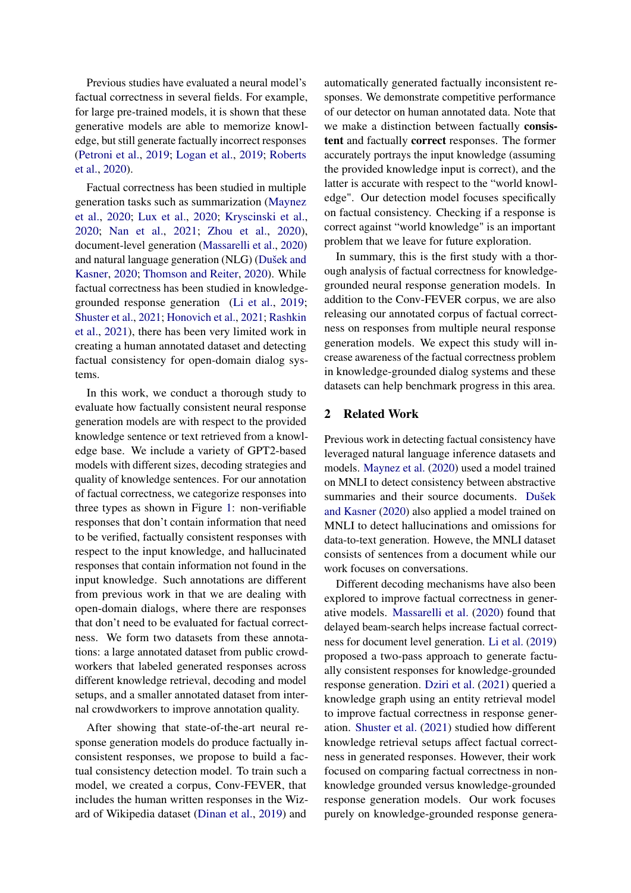Previous studies have evaluated a neural model's factual correctness in several fields. For example, for large pre-trained models, it is shown that these generative models are able to memorize knowledge, but still generate factually incorrect responses (Petroni et al., 2019; Logan et al., 2019; Roberts et al., 2020).

Factual correctness has been studied in multiple generation tasks such as summarization (Maynez et al., 2020; Lux et al., 2020; Kryscinski et al., 2020; Nan et al., 2021; Zhou et al., 2020), document-level generation (Massarelli et al., 2020) and natural language generation (NLG) (Dušek and Kasner, 2020; Thomson and Reiter, 2020). While factual correctness has been studied in knowledge-grounded response generation (Li et al., 2019; Shuster et al., 2021; Honovich et al., 2021; Rashkin et al., 2021), there has been very limited work in creating a human annotated dataset and detecting factual consistency for open-domain dialog systems.

In this work, we conduct a thorough study to evaluate how factually consistent neural response generation models are with respect to the provided knowledge sentence or text retrieved from a knowledge base. We include a variety of GPT2-based models with different sizes, decoding strategies and quality of knowledge sentences. For our annotation of factual correctness, we categorize responses into three types as shown in Figure 1: non-verifiable responses that don't contain information that need to be verified, factually consistent responses with respect to the input knowledge, and hallucinated responses that contain information not found in the input knowledge. Such annotations are different from previous work in that we are dealing with open-domain dialogs, where there are responses that don't need to be evaluated for factual correctness. We form two datasets from these annotations: a large annotated dataset from public crowdworkers that labeled generated responses across different knowledge retrieval, decoding and model setups, and a smaller annotated dataset from internal crowdworkers to improve annotation quality.

After showing that state-of-the-art neural response generation models do produce factually inconsistent responses, we propose to build a factual consistency detection model. To train such a model, we created a corpus, Conv-FEVER, that includes the human written responses in the Wizard of Wikipedia dataset (Dinan et al., 2019) and automatically generated factually inconsistent responses. We demonstrate competitive performance of our detector on human annotated data. Note that we make a distinction between factually **consistent** and factually **correct** responses. The former accurately portrays the input knowledge (assuming the provided knowledge input is correct), and the latter is accurate with respect to the "world knowledge". Our detection model focuses specifically on factual consistency. Checking if a response is correct against "world knowledge" is an important problem that we leave for future exploration.

In summary, this is the first study with a thorough analysis of factual correctness for knowledge-grounded neural response generation models. In addition to the Conv-FEVER corpus, we are also releasing our annotated corpus of factual correctness on responses from multiple neural response generation models. We expect this study will increase awareness of the factual correctness problem in knowledge-grounded dialog systems and these datasets can help benchmark progress in this area.

## 2 Related Work

Previous work in detecting factual consistency have leveraged natural language inference datasets and models. Maynez et al. (2020) used a model trained on MNLI to detect consistency between abstractive summaries and their source documents. Dušek and Kasner (2020) also applied a model trained on MNLI to detect hallucinations and omissions for data-to-text generation. Howeve, the MNLI dataset consists of sentences from a document while our work focuses on conversations.

Different decoding mechanisms have also been explored to improve factual correctness in generative models. Massarelli et al. (2020) found that delayed beam-search helps increase factual correctness for document level generation. Li et al. (2019) proposed a two-pass approach to generate factually consistent responses for knowledge-grounded response generation. Dziri et al. (2021) queried a knowledge graph using an entity retrieval model to improve factual correctness in response generation. Shuster et al. (2021) studied how different knowledge retrieval setups affect factual correctness in generated responses. However, their work focused on comparing factual correctness in non-knowledge grounded versus knowledge-grounded response generation models. Our work focuses purely on knowledge-grounded response genera-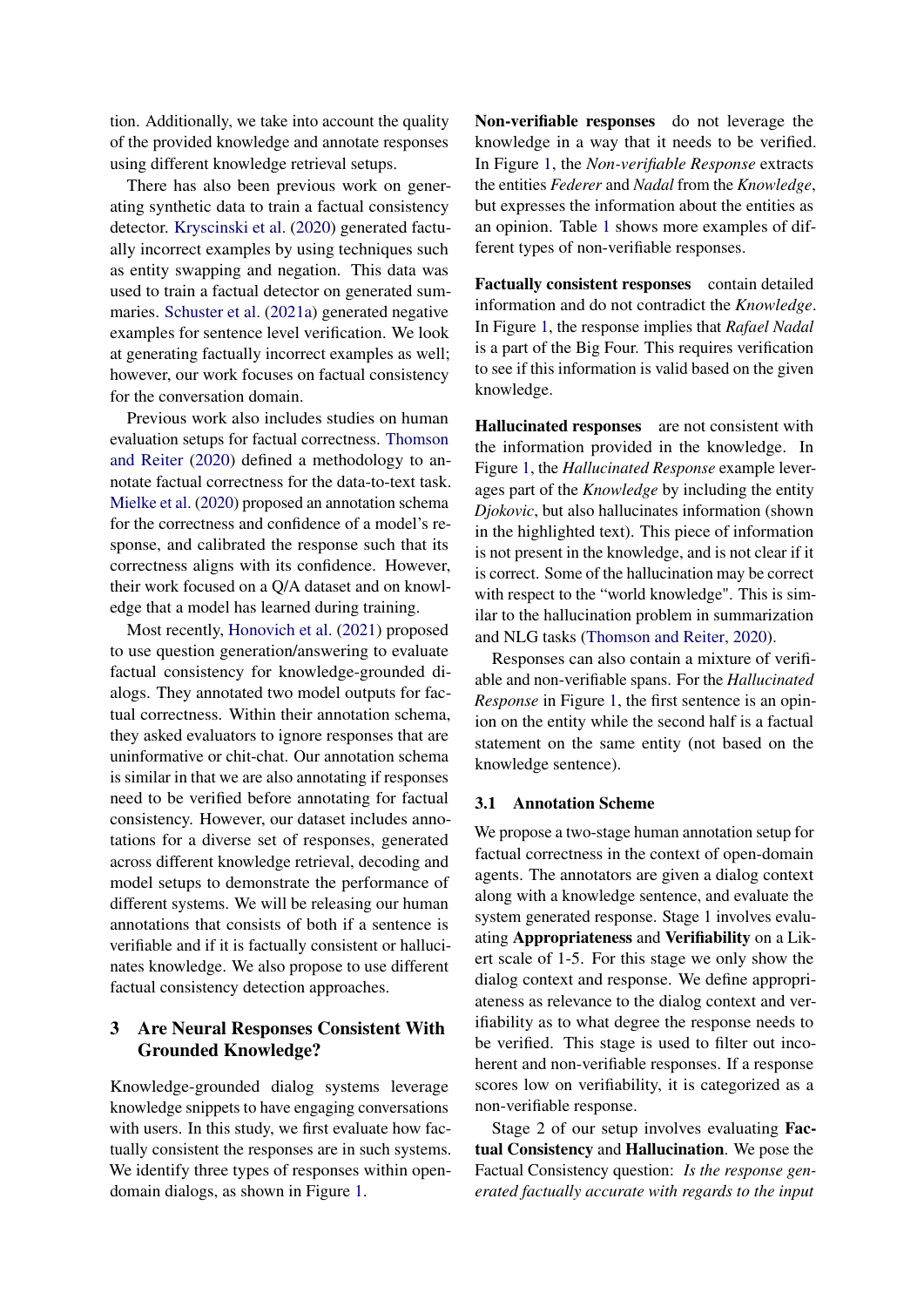tion. Additionally, we take into account the quality of the provided knowledge and annotate responses using different knowledge retrieval setups.

There has also been previous work on generating synthetic data to train a factual consistency detector. Kryscinski et al. (2020) generated factually incorrect examples by using techniques such as entity swapping and negation. This data was used to train a factual detector on generated summaries. Schuster et al. (2021a) generated negative examples for sentence level verification. We look at generating factually incorrect examples as well; however, our work focuses on factual consistency for the conversation domain.

Previous work also includes studies on human evaluation setups for factual correctness. Thomson and Reiter (2020) defined a methodology to annotate factual correctness for the data-to-text task. Mielke et al. (2020) proposed an annotation schema for the correctness and confidence of a model's response, and calibrated the response such that its correctness aligns with its confidence. However, their work focused on a Q/A dataset and on knowledge that a model has learned during training.

Most recently, Honovich et al. (2021) proposed to use question generation/answering to evaluate factual consistency for knowledge-grounded dialogs. They annotated two model outputs for factual correctness. Within their annotation schema, they asked evaluators to ignore responses that are uninformative or chit-chat. Our annotation schema is similar in that we are also annotating if responses need to be verified before annotating for factual consistency. However, our dataset includes annotations for a diverse set of responses, generated across different knowledge retrieval, decoding and model setups to demonstrate the performance of different systems. We will be releasing our human annotations that consists of both if a sentence is verifiable and if it is factually consistent or hallucinates knowledge. We also propose to use different factual consistency detection approaches.

## 3 Are Neural Responses Consistent With Grounded Knowledge?

Knowledge-grounded dialog systems leverage knowledge snippets to have engaging conversations with users. In this study, we first evaluate how factually consistent the responses are in such systems. We identify three types of responses within open-domain dialogs, as shown in Figure 1.

**Non-verifiable responses** do not leverage the knowledge in a way that it needs to be verified. In Figure 1, the *Non-verifiable Response* extracts the entities *Federer* and *Nadal* from the *Knowledge*, but expresses the information about the entities as an opinion. Table 1 shows more examples of different types of non-verifiable responses.

**Factually consistent responses** contain detailed information and do not contradict the *Knowledge*. In Figure 1, the response implies that *Rafael Nadal* is a part of the Big Four. This requires verification to see if this information is valid based on the given knowledge.

**Hallucinated responses** are not consistent with the information provided in the knowledge. In Figure 1, the *Hallucinated Response* example leverages part of the *Knowledge* by including the entity *Djokovic*, but also hallucinates information (shown in the highlighted text). This piece of information is not present in the knowledge, and is not clear if it is correct. Some of the hallucination may be correct with respect to the "world knowledge". This is similar to the hallucination problem in summarization and NLG tasks (Thomson and Reiter, 2020).

Responses can also contain a mixture of verifiable and non-verifiable spans. For the *Hallucinated Response* in Figure 1, the first sentence is an opinion on the entity while the second half is a factual statement on the same entity (not based on the knowledge sentence).

### 3.1 Annotation Scheme

We propose a two-stage human annotation setup for factual correctness in the context of open-domain agents. The annotators are given a dialog context along with a knowledge sentence, and evaluate the system generated response. Stage 1 involves evaluating **Appropriateness** and **Verifiability** on a Likert scale of 1-5. For this stage we only show the dialog context and response. We define appropriateness as relevance to the dialog context and verifiability as to what degree the response needs to be verified. This stage is used to filter out incoherent and non-verifiable responses. If a response scores low on verifiability, it is categorized as a non-verifiable response.

Stage 2 of our setup involves evaluating **Factual Consistency** and **Hallucination**. We pose the Factual Consistency question: *Is the response generated factually accurate with regards to the input*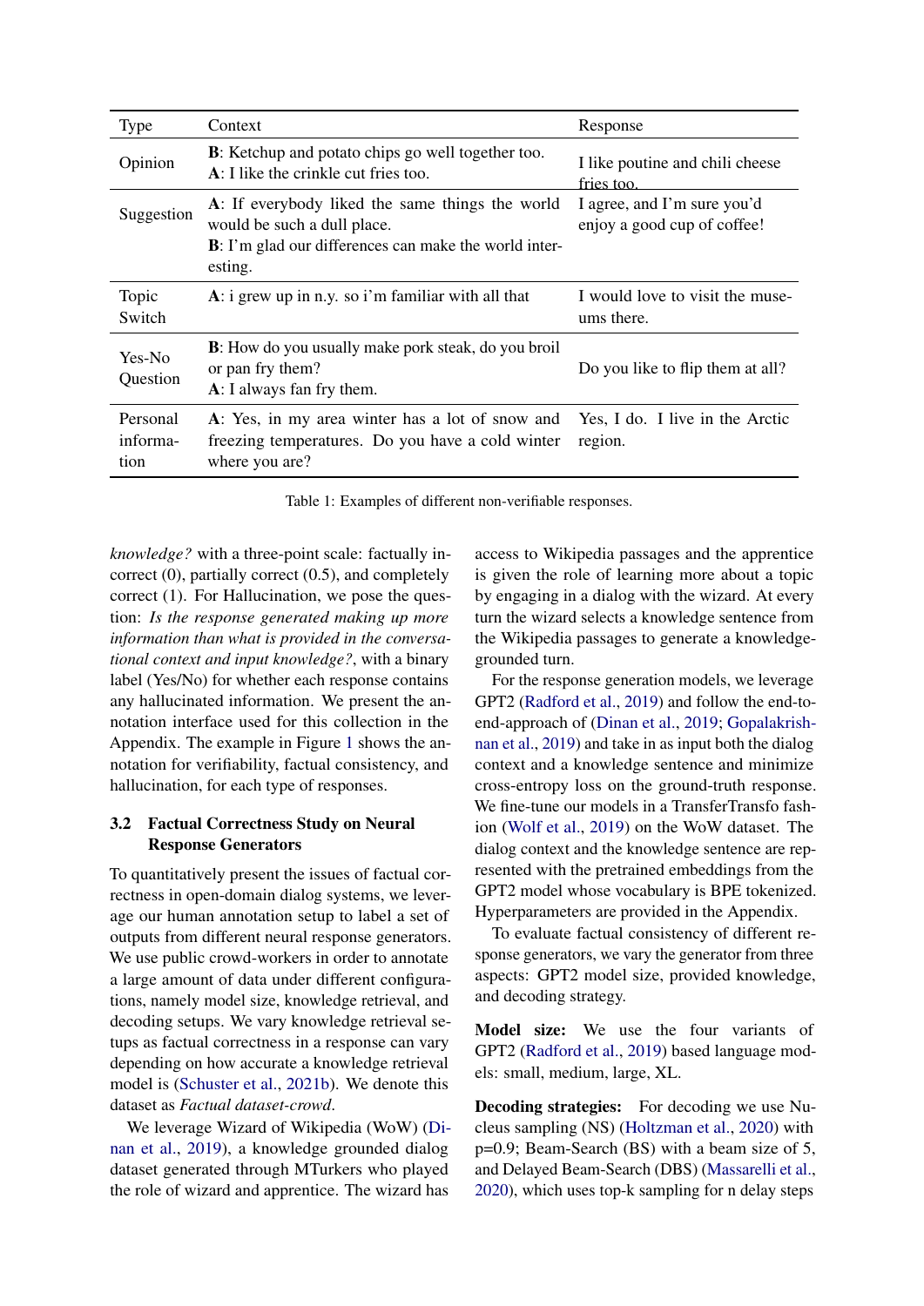| Type | Context | Response |
|---|---|---|
| Opinion | **B**: Ketchup and potato chips go well together too. **A**: I like the crinkle cut fries too. | I like poutine and chili cheese fries too. |
| Suggestion | **A**: If everybody liked the same things the world would be such a dull place. **B**: I'm glad our differences can make the world interesting. | I agree, and I'm sure you'd enjoy a good cup of coffee! |
| Topic Switch | **A**: i grew up in n.y. so i'm familiar with all that | I would love to visit the museums there. |
| Yes-No Question | **B**: How do you usually make pork steak, do you broil or pan fry them? **A**: I always fan fry them. | Do you like to flip them at all? |
| Personal information | **A**: Yes, in my area winter has a lot of snow and freezing temperatures. Do you have a cold winter where you are? | Yes, I do. I live in the Arctic region. |

Table 1: Examples of different non-verifiable responses.

*knowledge?* with a three-point scale: factually incorrect (0), partially correct (0.5), and completely correct (1). For Hallucination, we pose the question: *Is the response generated making up more information than what is provided in the conversational context and input knowledge?*, with a binary label (Yes/No) for whether each response contains any hallucinated information. We present the annotation interface used for this collection in the Appendix. The example in Figure 1 shows the annotation for verifiability, factual consistency, and hallucination, for each type of responses.

### 3.2 Factual Correctness Study on Neural Response Generators

To quantitatively present the issues of factual correctness in open-domain dialog systems, we leverage our human annotation setup to label a set of outputs from different neural response generators. We use public crowd-workers in order to annotate a large amount of data under different configurations, namely model size, knowledge retrieval, and decoding setups. We vary knowledge retrieval setups as factual correctness in a response can vary depending on how accurate a knowledge retrieval model is (Schuster et al., 2021b). We denote this dataset as *Factual dataset-crowd*.

We leverage Wizard of Wikipedia (WoW) (Dinan et al., 2019), a knowledge grounded dialog dataset generated through MTurkers who played the role of wizard and apprentice. The wizard has access to Wikipedia passages and the apprentice is given the role of learning more about a topic by engaging in a dialog with the wizard. At every turn the wizard selects a knowledge sentence from the Wikipedia passages to generate a knowledge-grounded turn.

For the response generation models, we leverage GPT2 (Radford et al., 2019) and follow the end-to-end-approach of (Dinan et al., 2019; Gopalakrishnan et al., 2019) and take in as input both the dialog context and a knowledge sentence and minimize cross-entropy loss on the ground-truth response. We fine-tune our models in a TransferTransfo fashion (Wolf et al., 2019) on the WoW dataset. The dialog context and the knowledge sentence are represented with the pretrained embeddings from the GPT2 model whose vocabulary is BPE tokenized. Hyperparameters are provided in the Appendix.

To evaluate factual consistency of different response generators, we vary the generator from three aspects: GPT2 model size, provided knowledge, and decoding strategy.

**Model size:** We use the four variants of GPT2 (Radford et al., 2019) based language models: small, medium, large, XL.

**Decoding strategies:** For decoding we use Nucleus sampling (NS) (Holtzman et al., 2020) with p=0.9; Beam-Search (BS) with a beam size of 5, and Delayed Beam-Search (DBS) (Massarelli et al., 2020), which uses top-k sampling for n delay steps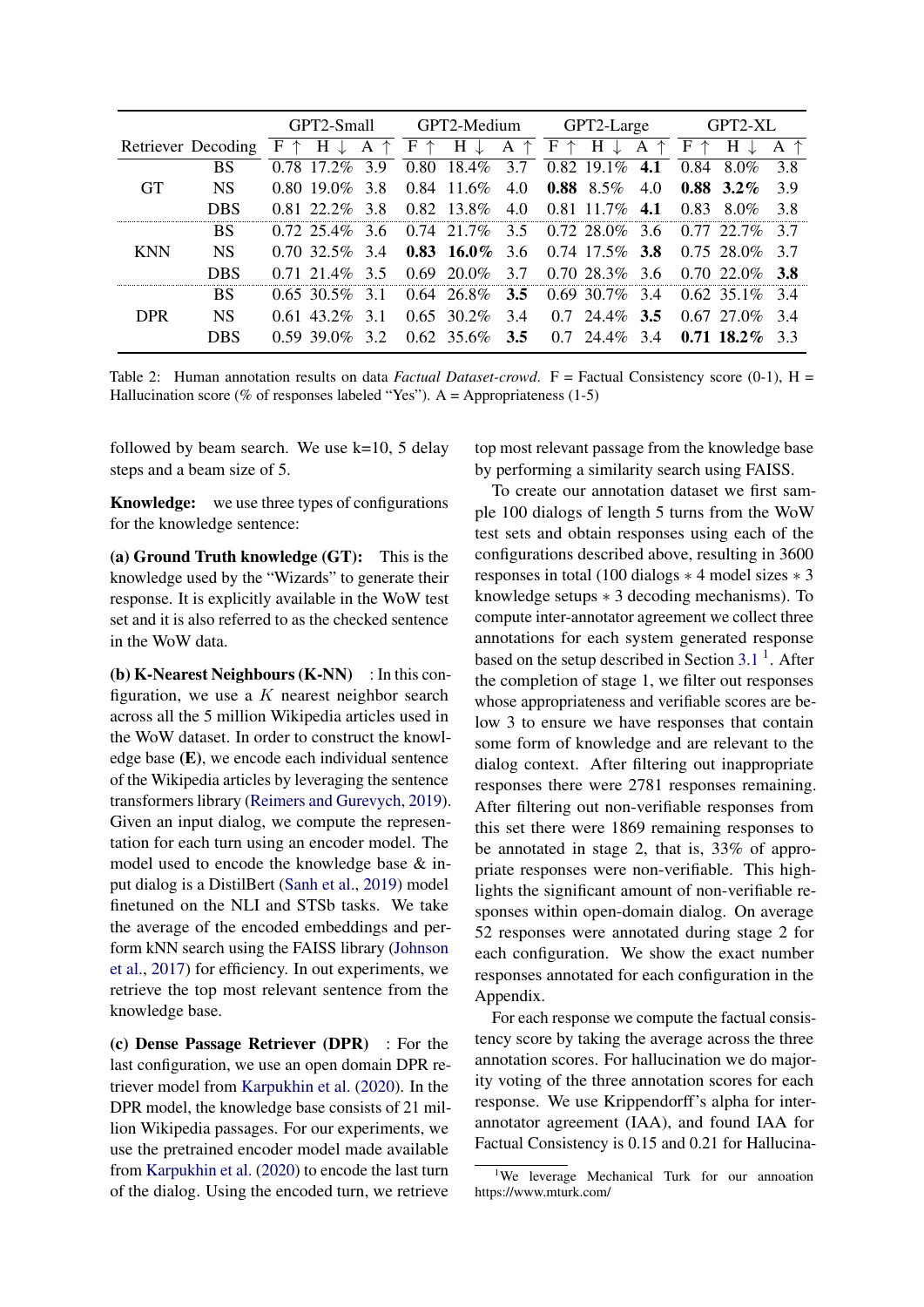| Retriever | Decoding | GPT2-Small | | | GPT2-Medium | | | GPT2-Large | | | GPT2-XL | | |
|---|---|---|---|---|---|---|---|---|---|---|---|---|---|
| | | F ↑ | H ↓ | A ↑ | F ↑ | H ↓ | A ↑ | F ↑ | H ↓ | A ↑ | F ↑ | H ↓ | A ↑ |
| GT | BS | 0.78 | 17.2% | 3.9 | 0.80 | 18.4% | 3.7 | 0.82 | 19.1% | **4.1** | 0.84 | 8.0% | 3.8 |
| | NS | 0.80 | 19.0% | 3.8 | 0.84 | 11.6% | 4.0 | **0.88** | 8.5% | 4.0 | **0.88** | **3.2%** | 3.9 |
| | DBS | 0.81 | 22.2% | 3.8 | 0.82 | 13.8% | 4.0 | 0.81 | 11.7% | **4.1** | 0.83 | 8.0% | 3.8 |
| KNN | BS | 0.72 | 25.4% | 3.6 | 0.74 | 21.7% | 3.5 | 0.72 | 28.0% | 3.6 | 0.77 | 22.7% | 3.7 |
| | NS | 0.70 | 32.5% | 3.4 | **0.83** | **16.0%** | 3.6 | 0.74 | 17.5% | **3.8** | 0.75 | 28.0% | 3.7 |
| | DBS | 0.71 | 21.4% | 3.5 | 0.69 | 20.0% | 3.7 | 0.70 | 28.3% | 3.6 | 0.70 | 22.0% | **3.8** |
| DPR | BS | 0.65 | 30.5% | 3.1 | 0.64 | 26.8% | **3.5** | 0.69 | 30.7% | 3.4 | 0.62 | 35.1% | 3.4 |
| | NS | 0.61 | 43.2% | 3.1 | 0.65 | 30.2% | 3.4 | 0.7 | 24.4% | **3.5** | 0.67 | 27.0% | 3.4 |
| | DBS | 0.59 | 39.0% | 3.2 | 0.62 | 35.6% | **3.5** | 0.7 | 24.4% | 3.4 | **0.71** | **18.2%** | 3.3 |

Table 2: Human annotation results on data *Factual Dataset-crowd*. F = Factual Consistency score (0-1), H = Hallucination score (% of responses labeled "Yes"). A = Appropriateness (1-5)

followed by beam search. We use k=10, 5 delay steps and a beam size of 5.

**Knowledge:** we use three types of configurations for the knowledge sentence:

**(a) Ground Truth knowledge (GT):** This is the knowledge used by the "Wizards" to generate their response. It is explicitly available in the WoW test set and it is also referred to as the checked sentence in the WoW data.

**(b) K-Nearest Neighbours (K-NN)** : In this configuration, we use a $K$ nearest neighbor search across all the 5 million Wikipedia articles used in the WoW dataset. In order to construct the knowledge base **(E)**, we encode each individual sentence of the Wikipedia articles by leveraging the sentence transformers library (Reimers and Gurevych, 2019). Given an input dialog, we compute the representation for each turn using an encoder model. The model used to encode the knowledge base & input dialog is a DistilBert (Sanh et al., 2019) model finetuned on the NLI and STSb tasks. We take the average of the encoded embeddings and perform kNN search using the FAISS library (Johnson et al., 2017) for efficiency. In out experiments, we retrieve the top most relevant sentence from the knowledge base.

**(c) Dense Passage Retriever (DPR)** : For the last configuration, we use an open domain DPR retriever model from Karpukhin et al. (2020). In the DPR model, the knowledge base consists of 21 million Wikipedia passages. For our experiments, we use the pretrained encoder model made available from Karpukhin et al. (2020) to encode the last turn of the dialog. Using the encoded turn, we retrieve top most relevant passage from the knowledge base by performing a similarity search using FAISS.

To create our annotation dataset we first sample 100 dialogs of length 5 turns from the WoW test sets and obtain responses using each of the configurations described above, resulting in 3600 responses in total (100 dialogs ∗ 4 model sizes ∗ 3 knowledge setups ∗ 3 decoding mechanisms). To compute inter-annotator agreement we collect three annotations for each system generated response based on the setup described in Section 3.1 [1]. After the completion of stage 1, we filter out responses whose appropriateness and verifiable scores are below 3 to ensure we have responses that contain some form of knowledge and are relevant to the dialog context. After filtering out inappropriate responses there were 2781 responses remaining. After filtering out non-verifiable responses from this set there were 1869 remaining responses to be annotated in stage 2, that is, 33% of appropriate responses were non-verifiable. This highlights the significant amount of non-verifiable responses within open-domain dialog. On average 52 responses were annotated during stage 2 for each configuration. We show the exact number responses annotated for each configuration in the Appendix.

For each response we compute the factual consistency score by taking the average across the three annotation scores. For hallucination we do majority voting of the three annotation scores for each response. We use Krippendorff's alpha for inter-annotator agreement (IAA), and found IAA for Factual Consistency is 0.15 and 0.21 for Hallucina-

[1] We leverage Mechanical Turk for our annoation https://www.mturk.com/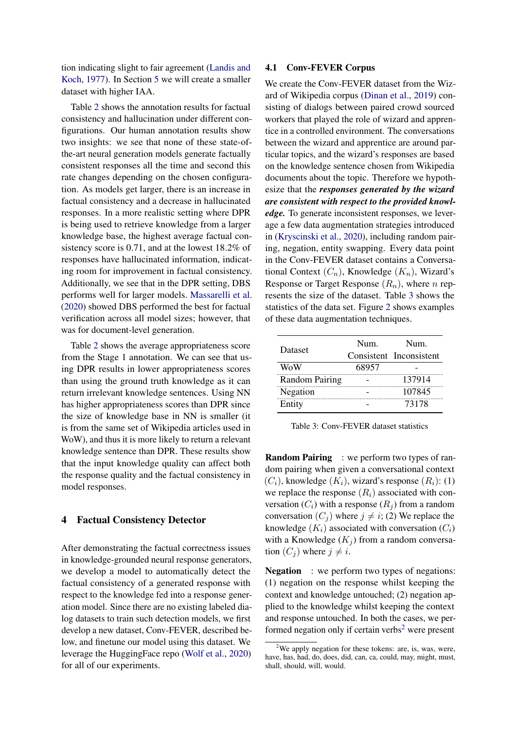tion indicating slight to fair agreement (Landis and Koch, 1977). In Section 5 we will create a smaller dataset with higher IAA.

Table 2 shows the annotation results for factual consistency and hallucination under different configurations. Our human annotation results show two insights: we see that none of these state-of-the-art neural generation models generate factually consistent responses all the time and second this rate changes depending on the chosen configuration. As models get larger, there is an increase in factual consistency and a decrease in hallucinated responses. In a more realistic setting where DPR is being used to retrieve knowledge from a larger knowledge base, the highest average factual consistency score is 0.71, and at the lowest 18.2% of responses have hallucinated information, indicating room for improvement in factual consistency. Additionally, we see that in the DPR setting, DBS performs well for larger models. Massarelli et al. (2020) showed DBS performed the best for factual verification across all model sizes; however, that was for document-level generation.

Table 2 shows the average appropriateness score from the Stage 1 annotation. We can see that using DPR results in lower appropriateness scores than using the ground truth knowledge as it can return irrelevant knowledge sentences. Using NN has higher appropriateness scores than DPR since the size of knowledge base in NN is smaller (it is from the same set of Wikipedia articles used in WoW), and thus it is more likely to return a relevant knowledge sentence than DPR. These results show that the input knowledge quality can affect both the response quality and the factual consistency in model responses.

## 4 Factual Consistency Detector

After demonstrating the factual correctness issues in knowledge-grounded neural response generators, we develop a model to automatically detect the factual consistency of a generated response with respect to the knowledge fed into a response generation model. Since there are no existing labeled dialog datasets to train such detection models, we first develop a new dataset, Conv-FEVER, described below, and finetune our model using this dataset. We leverage the HuggingFace repo (Wolf et al., 2020) for all of our experiments.

### 4.1 Conv-FEVER Corpus

We create the Conv-FEVER dataset from the Wizard of Wikipedia corpus (Dinan et al., 2019) consisting of dialogs between paired crowd sourced workers that played the role of wizard and apprentice in a controlled environment. The conversations between the wizard and apprentice are around particular topics, and the wizard's responses are based on the knowledge sentence chosen from Wikipedia documents about the topic. Therefore we hypothesize that the ***responses generated by the wizard are consistent with respect to the provided knowledge.*** To generate inconsistent responses, we leverage a few data augmentation strategies introduced in (Kryscinski et al., 2020), including random pairing, negation, entity swapping. Every data point in the Conv-FEVER dataset contains a Conversational Context ($C_n$), Knowledge ($K_n$), Wizard's Response or Target Response ($R_n$), where $n$ represents the size of the dataset. Table 3 shows the statistics of the data set. Figure 2 shows examples of these data augmentation techniques.

| Dataset | Num. Consistent | Num. Inconsistent |
|---|---|---|
| WoW | 68957 | - |
| Random Pairing | - | 137914 |
| Negation | - | 107845 |
| Entity | - | 73178 |

Table 3: Conv-FEVER dataset statistics

**Random Pairing** : we perform two types of random pairing when given a conversational context ($C_i$), knowledge ($K_i$), wizard's response ($R_i$): (1) we replace the response ($R_i$) associated with conversation ($C_i$) with a response ($R_j$) from a random conversation ($C_j$) where $j \neq i$; (2) We replace the knowledge ($K_i$) associated with conversation ($C_i$) with a Knowledge ($K_j$) from a random conversation ($C_j$) where $j \neq i$.

**Negation** : we perform two types of negations: (1) negation on the response whilst keeping the context and knowledge untouched; (2) negation applied to the knowledge whilst keeping the context and response untouched. In both the cases, we performed negation only if certain verbs[2] were present

[2]We apply negation for these tokens: are, is, was, were, have, has, had, do, does, did, can, ca, could, may, might, must, shall, should, will, would.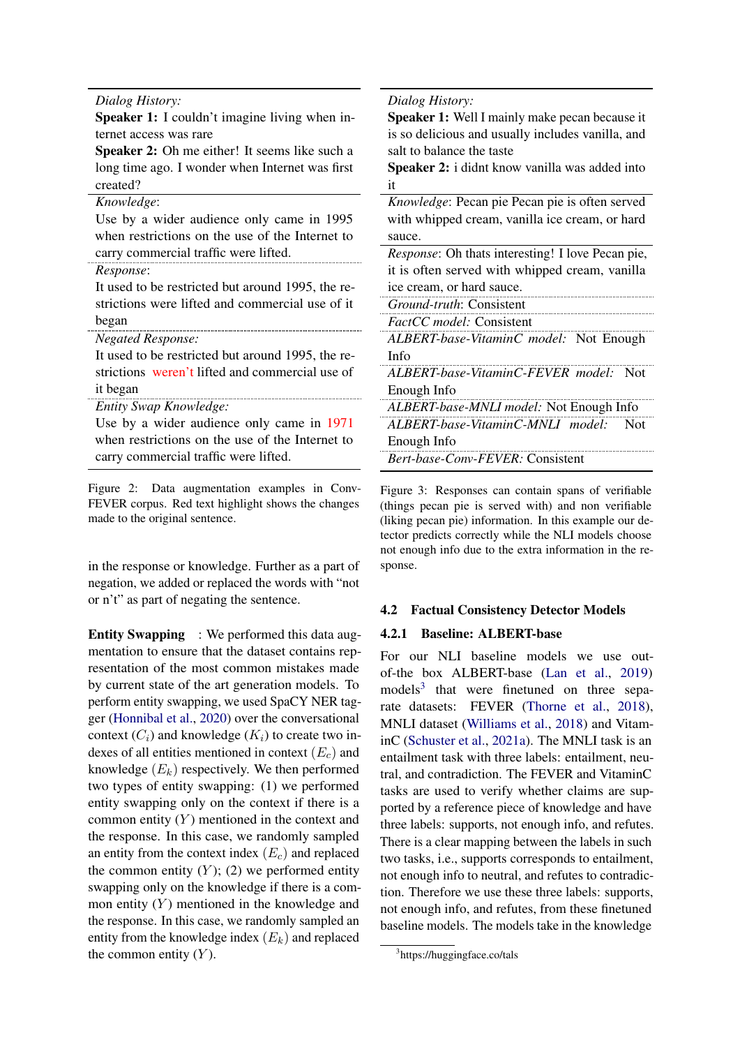*Dialog History:*

**Speaker 1:** I couldn't imagine living when internet access was rare

**Speaker 2:** Oh me either! It seems like such a long time ago. I wonder when Internet was first created?

*Knowledge*:

Use by a wider audience only came in 1995 when restrictions on the use of the Internet to carry commercial traffic were lifted.

*Response*:

It used to be restricted but around 1995, the restrictions were lifted and commercial use of it began

*Negated Response:*

It used to be restricted but around 1995, the restrictions weren't lifted and commercial use of it began

*Entity Swap Knowledge:*

Use by a wider audience only came in 1971 when restrictions on the use of the Internet to carry commercial traffic were lifted.

Figure 2: Data augmentation examples in Conv-FEVER corpus. Red text highlight shows the changes made to the original sentence.

*Dialog History:*

**Speaker 1:** Well I mainly make pecan because it is so delicious and usually includes vanilla, and salt to balance the taste

**Speaker 2:** i didnt know vanilla was added into it

*Knowledge*: Pecan pie Pecan pie is often served with whipped cream, vanilla ice cream, or hard sauce.

*Response*: Oh thats interesting! I love Pecan pie, it is often served with whipped cream, vanilla ice cream, or hard sauce.

*Ground-truth*: Consistent

*FactCC model:* Consistent

*ALBERT-base-VitaminC model:* Not Enough Info

*ALBERT-base-VitaminC-FEVER model:* Not Enough Info

*ALBERT-base-MNLI model:* Not Enough Info

*ALBERT-base-VitaminC-MNLI model:* Not Enough Info

*Bert-base-Conv-FEVER:* Consistent

Figure 3: Responses can contain spans of verifiable (things pecan pie is served with) and non verifiable (liking pecan pie) information. In this example our detector predicts correctly while the NLI models choose not enough info due to the extra information in the response.

in the response or knowledge. Further as a part of negation, we added or replaced the words with "not or n't" as part of negating the sentence.

**Entity Swapping** : We performed this data augmentation to ensure that the dataset contains representation of the most common mistakes made by current state of the art generation models. To perform entity swapping, we used SpaCY NER tagger (Honnibal et al., 2020) over the conversational context ($C_i$) and knowledge ($K_i$) to create two indexes of all entities mentioned in context ($E_c$) and knowledge ($E_k$) respectively. We then performed two types of entity swapping: (1) we performed entity swapping only on the context if there is a common entity ($Y$) mentioned in the context and the response. In this case, we randomly sampled an entity from the context index ($E_c$) and replaced the common entity ($Y$); (2) we performed entity swapping only on the knowledge if there is a common entity ($Y$) mentioned in the knowledge and the response. In this case, we randomly sampled an entity from the knowledge index ($E_k$) and replaced the common entity ($Y$).

## 4.2 Factual Consistency Detector Models

### 4.2.1 Baseline: ALBERT-base

For our NLI baseline models we use out-of-the box ALBERT-base (Lan et al., 2019) models[3] that were finetuned on three separate datasets: FEVER (Thorne et al., 2018), MNLI dataset (Williams et al., 2018) and VitaminC (Schuster et al., 2021a). The MNLI task is an entailment task with three labels: entailment, neutral, and contradiction. The FEVER and VitaminC tasks are used to verify whether claims are supported by a reference piece of knowledge and have three labels: supports, not enough info, and refutes. There is a clear mapping between the labels in such two tasks, i.e., supports corresponds to entailment, not enough info to neutral, and refutes to contradiction. Therefore we use these three labels: supports, not enough info, and refutes, from these finetuned baseline models. The models take in the knowledge

[3] https://huggingface.co/tals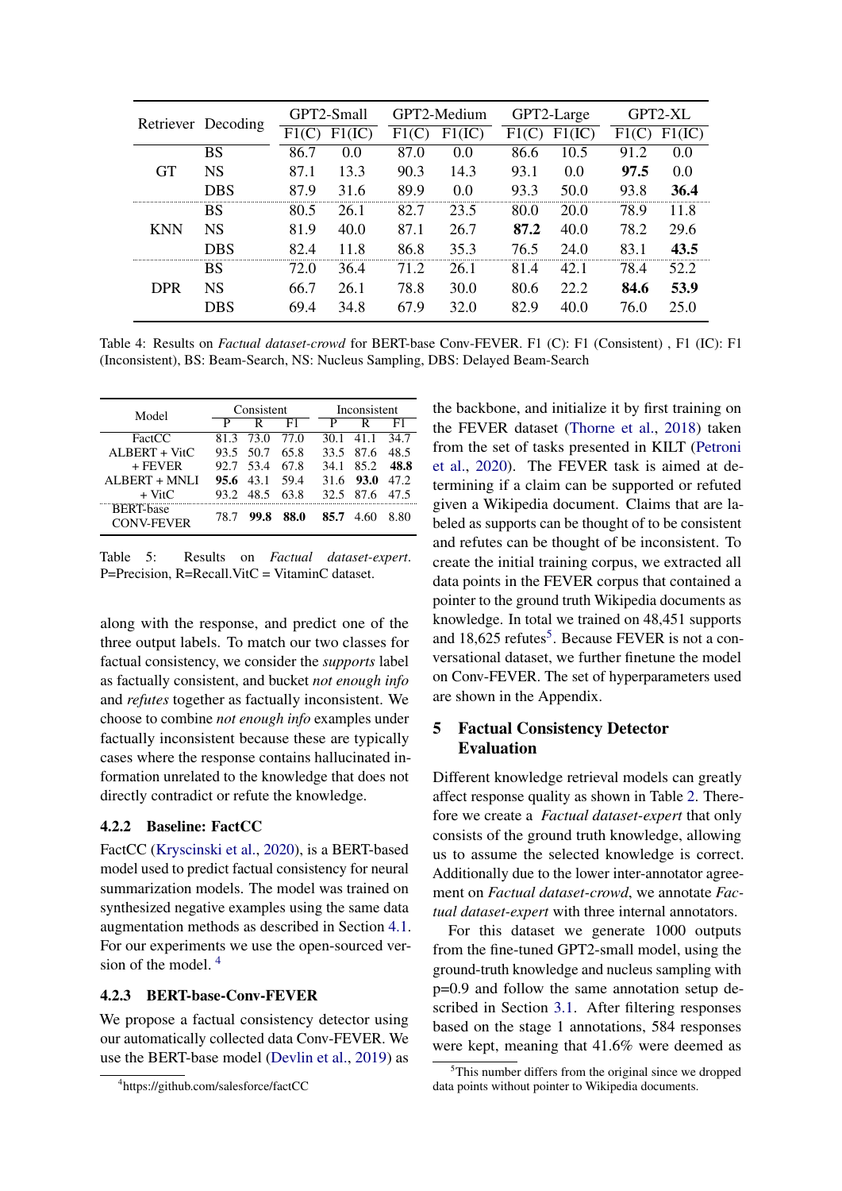| Retriever | Decoding | GPT2-Small | | GPT2-Medium | | GPT2-Large | | GPT2-XL | |
|---|---|---|---|---|---|---|---|---|---|
| | | F1(C) | F1(IC) | F1(C) | F1(IC) | F1(C) | F1(IC) | F1(C) | F1(IC) |
| GT | BS | 86.7 | 0.0 | 87.0 | 0.0 | 86.6 | 10.5 | 91.2 | 0.0 |
| | NS | 87.1 | 13.3 | 90.3 | 14.3 | 93.1 | 0.0 | **97.5** | 0.0 |
| | DBS | 87.9 | 31.6 | 89.9 | 0.0 | 93.3 | 50.0 | 93.8 | **36.4** |
| KNN | BS | 80.5 | 26.1 | 82.7 | 23.5 | 80.0 | 20.0 | 78.9 | 11.8 |
| | NS | 81.9 | 40.0 | 87.1 | 26.7 | **87.2** | 40.0 | 78.2 | 29.6 |
| | DBS | 82.4 | 11.8 | 86.8 | 35.3 | 76.5 | 24.0 | 83.1 | **43.5** |
| DPR | BS | 72.0 | 36.4 | 71.2 | 26.1 | 81.4 | 42.1 | 78.4 | 52.2 |
| | NS | 66.7 | 26.1 | 78.8 | 30.0 | 80.6 | 22.2 | **84.6** | **53.9** |
| | DBS | 69.4 | 34.8 | 67.9 | 32.0 | 82.9 | 40.0 | 76.0 | 25.0 |

Table 4: Results on *Factual dataset-crowd* for BERT-base Conv-FEVER. F1 (C): F1 (Consistent) , F1 (IC): F1 (Inconsistent), BS: Beam-Search, NS: Nucleus Sampling, DBS: Delayed Beam-Search

| Model | Consistent | | | Inconsistent | | |
|---|---|---|---|---|---|---|
| | P | R | F1 | P | R | F1 |
| FactCC | 81.3 | 73.0 | 77.0 | 30.1 | 41.1 | 34.7 |
| ALBERT + VitC | 93.5 | 50.7 | 65.8 | 33.5 | 87.6 | 48.5 |
| + FEVER | 92.7 | 53.4 | 67.8 | 34.1 | 85.2 | **48.8** |
| ALBERT + MNLI | **95.6** | 43.1 | 59.4 | 31.6 | **93.0** | 47.2 |
| + VitC | 93.2 | 48.5 | 63.8 | 32.5 | 87.6 | 47.5 |
| BERT-base CONV-FEVER | 78.7 | **99.8** | **88.0** | **85.7** | 4.60 | 8.80 |

Table 5: Results on *Factual dataset-expert*. P=Precision, R=Recall.VitC = VitaminC dataset.

along with the response, and predict one of the three output labels. To match our two classes for factual consistency, we consider the *supports* label as factually consistent, and bucket *not enough info* and *refutes* together as factually inconsistent. We choose to combine *not enough info* examples under factually inconsistent because these are typically cases where the response contains hallucinated information unrelated to the knowledge that does not directly contradict or refute the knowledge.

### 4.2.2 Baseline: FactCC

FactCC (Kryscinski et al., 2020), is a BERT-based model used to predict factual consistency for neural summarization models. The model was trained on synthesized negative examples using the same data augmentation methods as described in Section 4.1. For our experiments we use the open-sourced version of the model. [4]

### 4.2.3 BERT-base-Conv-FEVER

We propose a factual consistency detector using our automatically collected data Conv-FEVER. We use the BERT-base model (Devlin et al., 2019) as the backbone, and initialize it by first training on the FEVER dataset (Thorne et al., 2018) taken from the set of tasks presented in KILT (Petroni et al., 2020). The FEVER task is aimed at determining if a claim can be supported or refuted given a Wikipedia document. Claims that are labeled as supports can be thought of to be consistent and refutes can be thought of be inconsistent. To create the initial training corpus, we extracted all data points in the FEVER corpus that contained a pointer to the ground truth Wikipedia documents as knowledge. In total we trained on 48,451 supports and 18,625 refutes[5]. Because FEVER is not a conversational dataset, we further finetune the model on Conv-FEVER. The set of hyperparameters used are shown in the Appendix.

## 5 Factual Consistency Detector Evaluation

Different knowledge retrieval models can greatly affect response quality as shown in Table 2. Therefore we create a *Factual dataset-expert* that only consists of the ground truth knowledge, allowing us to assume the selected knowledge is correct. Additionally due to the lower inter-annotator agreement on *Factual dataset-crowd*, we annotate *Factual dataset-expert* with three internal annotators.

For this dataset we generate 1000 outputs from the fine-tuned GPT2-small model, using the ground-truth knowledge and nucleus sampling with p=0.9 and follow the same annotation setup described in Section 3.1. After filtering responses based on the stage 1 annotations, 584 responses were kept, meaning that 41.6% were deemed as

[4] https://github.com/salesforce/factCC

[5] This number differs from the original since we dropped data points without pointer to Wikipedia documents.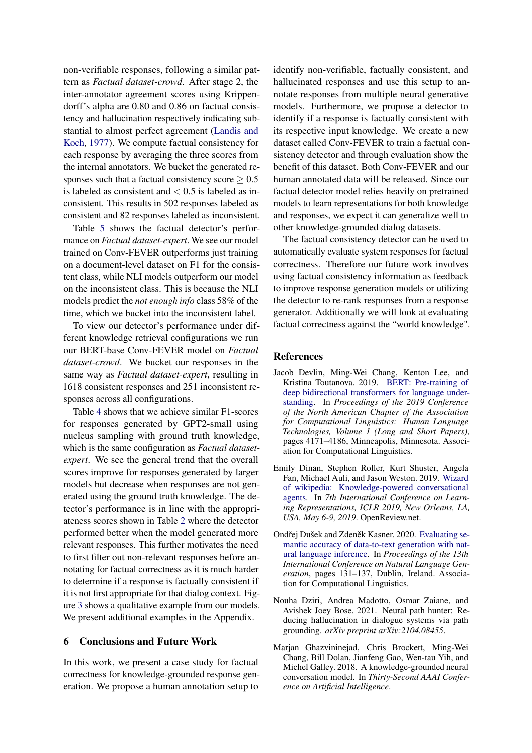non-verifiable responses, following a similar pattern as *Factual dataset-crowd*. After stage 2, the inter-annotator agreement scores using Krippendorff's alpha are 0.80 and 0.86 on factual consistency and hallucination respectively indicating substantial to almost perfect agreement (Landis and Koch, 1977). We compute factual consistency for each response by averaging the three scores from the internal annotators. We bucket the generated responses such that a factual consistency score $\geq 0.5$ is labeled as consistent and $< 0.5$ is labeled as inconsistent. This results in 502 responses labeled as consistent and 82 responses labeled as inconsistent.

Table 5 shows the factual detector's performance on *Factual dataset-expert*. We see our model trained on Conv-FEVER outperforms just training on a document-level dataset on F1 for the consistent class, while NLI models outperform our model on the inconsistent class. This is because the NLI models predict the *not enough info* class 58% of the time, which we bucket into the inconsistent label.

To view our detector's performance under different knowledge retrieval configurations we run our BERT-base Conv-FEVER model on *Factual dataset-crowd*. We bucket our responses in the same way as *Factual dataset-expert*, resulting in 1618 consistent responses and 251 inconsistent responses across all configurations.

Table 4 shows that we achieve similar F1-scores for responses generated by GPT2-small using nucleus sampling with ground truth knowledge, which is the same configuration as *Factual dataset-expert*. We see the general trend that the overall scores improve for responses generated by larger models but decrease when responses are not generated using the ground truth knowledge. The detector's performance is in line with the appropriateness scores shown in Table 2 where the detector performed better when the model generated more relevant responses. This further motivates the need to first filter out non-relevant responses before annotating for factual correctness as it is much harder to determine if a response is factually consistent if it is not first appropriate for that dialog context. Figure 3 shows a qualitative example from our models. We present additional examples in the Appendix.

## 6 Conclusions and Future Work

In this work, we present a case study for factual correctness for knowledge-grounded response generation. We propose a human annotation setup to identify non-verifiable, factually consistent, and hallucinated responses and use this setup to annotate responses from multiple neural generative models. Furthermore, we propose a detector to identify if a response is factually consistent with its respective input knowledge. We create a new dataset called Conv-FEVER to train a factual consistency detector and through evaluation show the benefit of this dataset. Both Conv-FEVER and our human annotated data will be released. Since our factual detector model relies heavily on pretrained models to learn representations for both knowledge and responses, we expect it can generalize well to other knowledge-grounded dialog datasets.

The factual consistency detector can be used to automatically evaluate system responses for factual correctness. Therefore our future work involves using factual consistency information as feedback to improve response generation models or utilizing the detector to re-rank responses from a response generator. Additionally we will look at evaluating factual correctness against the "world knowledge".

## References

Jacob Devlin, Ming-Wei Chang, Kenton Lee, and Kristina Toutanova. 2019. BERT: Pre-training of deep bidirectional transformers for language understanding. In *Proceedings of the 2019 Conference of the North American Chapter of the Association for Computational Linguistics: Human Language Technologies, Volume 1 (Long and Short Papers)*, pages 4171–4186, Minneapolis, Minnesota. Association for Computational Linguistics.

Emily Dinan, Stephen Roller, Kurt Shuster, Angela Fan, Michael Auli, and Jason Weston. 2019. Wizard of wikipedia: Knowledge-powered conversational agents. In *7th International Conference on Learning Representations, ICLR 2019, New Orleans, LA, USA, May 6-9, 2019*. OpenReview.net.

Ondřej Dušek and Zdeněk Kasner. 2020. Evaluating semantic accuracy of data-to-text generation with natural language inference. In *Proceedings of the 13th International Conference on Natural Language Generation*, pages 131–137, Dublin, Ireland. Association for Computational Linguistics.

Nouha Dziri, Andrea Madotto, Osmar Zaiane, and Avishek Joey Bose. 2021. Neural path hunter: Reducing hallucination in dialogue systems via path grounding. *arXiv preprint arXiv:2104.08455*.

Marjan Ghazvininejad, Chris Brockett, Ming-Wei Chang, Bill Dolan, Jianfeng Gao, Wen-tau Yih, and Michel Galley. 2018. A knowledge-grounded neural conversation model. In *Thirty-Second AAAI Conference on Artificial Intelligence*.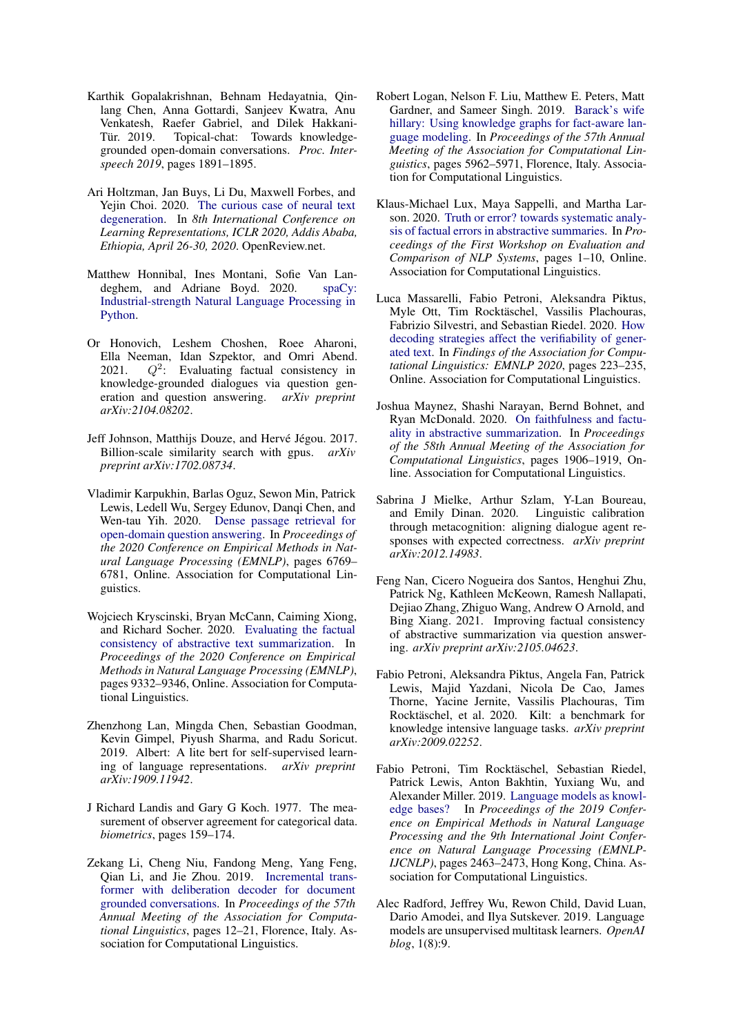Karthik Gopalakrishnan, Behnam Hedayatnia, Qinlang Chen, Anna Gottardi, Sanjeev Kwatra, Anu Venkatesh, Raefer Gabriel, and Dilek Hakkani-Tür. 2019. Topical-chat: Towards knowledge-grounded open-domain conversations. *Proc. Interspeech 2019*, pages 1891–1895.

Ari Holtzman, Jan Buys, Li Du, Maxwell Forbes, and Yejin Choi. 2020. The curious case of neural text degeneration. In *8th International Conference on Learning Representations, ICLR 2020, Addis Ababa, Ethiopia, April 26-30, 2020*. OpenReview.net.

Matthew Honnibal, Ines Montani, Sofie Van Landeghem, and Adriane Boyd. 2020. spaCy: Industrial-strength Natural Language Processing in Python.

Or Honovich, Leshem Choshen, Roee Aharoni, Ella Neeman, Idan Szpektor, and Omri Abend. 2021. $Q^2$: Evaluating factual consistency in knowledge-grounded dialogues via question generation and question answering. *arXiv preprint arXiv:2104.08202*.

Jeff Johnson, Matthijs Douze, and Hervé Jégou. 2017. Billion-scale similarity search with gpus. *arXiv preprint arXiv:1702.08734*.

Vladimir Karpukhin, Barlas Oguz, Sewon Min, Patrick Lewis, Ledell Wu, Sergey Edunov, Danqi Chen, and Wen-tau Yih. 2020. Dense passage retrieval for open-domain question answering. In *Proceedings of the 2020 Conference on Empirical Methods in Natural Language Processing (EMNLP)*, pages 6769–6781, Online. Association for Computational Linguistics.

Wojciech Kryscinski, Bryan McCann, Caiming Xiong, and Richard Socher. 2020. Evaluating the factual consistency of abstractive text summarization. In *Proceedings of the 2020 Conference on Empirical Methods in Natural Language Processing (EMNLP)*, pages 9332–9346, Online. Association for Computational Linguistics.

Zhenzhong Lan, Mingda Chen, Sebastian Goodman, Kevin Gimpel, Piyush Sharma, and Radu Soricut. 2019. Albert: A lite bert for self-supervised learning of language representations. *arXiv preprint arXiv:1909.11942*.

J Richard Landis and Gary G Koch. 1977. The measurement of observer agreement for categorical data. *biometrics*, pages 159–174.

Zekang Li, Cheng Niu, Fandong Meng, Yang Feng, Qian Li, and Jie Zhou. 2019. Incremental transformer with deliberation decoder for document grounded conversations. In *Proceedings of the 57th Annual Meeting of the Association for Computational Linguistics*, pages 12–21, Florence, Italy. Association for Computational Linguistics.

Robert Logan, Nelson F. Liu, Matthew E. Peters, Matt Gardner, and Sameer Singh. 2019. Barack's wife hillary: Using knowledge graphs for fact-aware language modeling. In *Proceedings of the 57th Annual Meeting of the Association for Computational Linguistics*, pages 5962–5971, Florence, Italy. Association for Computational Linguistics.

Klaus-Michael Lux, Maya Sappelli, and Martha Larson. 2020. Truth or error? towards systematic analysis of factual errors in abstractive summaries. In *Proceedings of the First Workshop on Evaluation and Comparison of NLP Systems*, pages 1–10, Online. Association for Computational Linguistics.

Luca Massarelli, Fabio Petroni, Aleksandra Piktus, Myle Ott, Tim Rocktäschel, Vassilis Plachouras, Fabrizio Silvestri, and Sebastian Riedel. 2020. How decoding strategies affect the verifiability of generated text. In *Findings of the Association for Computational Linguistics: EMNLP 2020*, pages 223–235, Online. Association for Computational Linguistics.

Joshua Maynez, Shashi Narayan, Bernd Bohnet, and Ryan McDonald. 2020. On faithfulness and factuality in abstractive summarization. In *Proceedings of the 58th Annual Meeting of the Association for Computational Linguistics*, pages 1906–1919, Online. Association for Computational Linguistics.

Sabrina J Mielke, Arthur Szlam, Y-Lan Boureau, and Emily Dinan. 2020. Linguistic calibration through metacognition: aligning dialogue agent responses with expected correctness. *arXiv preprint arXiv:2012.14983*.

Feng Nan, Cicero Nogueira dos Santos, Henghui Zhu, Patrick Ng, Kathleen McKeown, Ramesh Nallapati, Dejiao Zhang, Zhiguo Wang, Andrew O Arnold, and Bing Xiang. 2021. Improving factual consistency of abstractive summarization via question answering. *arXiv preprint arXiv:2105.04623*.

Fabio Petroni, Aleksandra Piktus, Angela Fan, Patrick Lewis, Majid Yazdani, Nicola De Cao, James Thorne, Yacine Jernite, Vassilis Plachouras, Tim Rocktäschel, et al. 2020. Kilt: a benchmark for knowledge intensive language tasks. *arXiv preprint arXiv:2009.02252*.

Fabio Petroni, Tim Rocktäschel, Sebastian Riedel, Patrick Lewis, Anton Bakhtin, Yuxiang Wu, and Alexander Miller. 2019. Language models as knowledge bases? In *Proceedings of the 2019 Conference on Empirical Methods in Natural Language Processing and the 9th International Joint Conference on Natural Language Processing (EMNLP-IJCNLP)*, pages 2463–2473, Hong Kong, China. Association for Computational Linguistics.

Alec Radford, Jeffrey Wu, Rewon Child, David Luan, Dario Amodei, and Ilya Sutskever. 2019. Language models are unsupervised multitask learners. *OpenAI blog*, 1(8):9.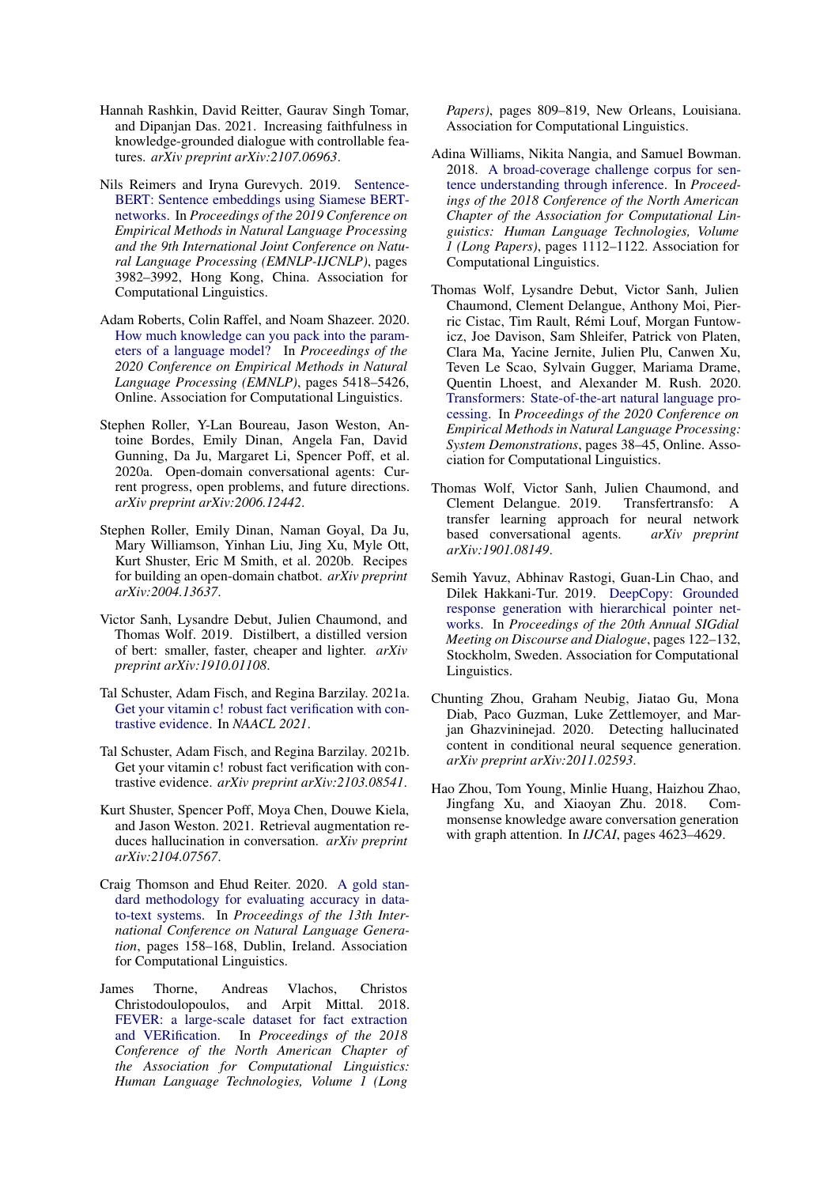Hannah Rashkin, David Reitter, Gaurav Singh Tomar, and Dipanjan Das. 2021. Increasing faithfulness in knowledge-grounded dialogue with controllable features. *arXiv preprint arXiv:2107.06963*.

Nils Reimers and Iryna Gurevych. 2019. Sentence-BERT: Sentence embeddings using Siamese BERT-networks. In *Proceedings of the 2019 Conference on Empirical Methods in Natural Language Processing and the 9th International Joint Conference on Natural Language Processing (EMNLP-IJCNLP)*, pages 3982–3992, Hong Kong, China. Association for Computational Linguistics.

Adam Roberts, Colin Raffel, and Noam Shazeer. 2020. How much knowledge can you pack into the parameters of a language model? In *Proceedings of the 2020 Conference on Empirical Methods in Natural Language Processing (EMNLP)*, pages 5418–5426, Online. Association for Computational Linguistics.

Stephen Roller, Y-Lan Boureau, Jason Weston, Antoine Bordes, Emily Dinan, Angela Fan, David Gunning, Da Ju, Margaret Li, Spencer Poff, et al. 2020a. Open-domain conversational agents: Current progress, open problems, and future directions. *arXiv preprint arXiv:2006.12442*.

Stephen Roller, Emily Dinan, Naman Goyal, Da Ju, Mary Williamson, Yinhan Liu, Jing Xu, Myle Ott, Kurt Shuster, Eric M Smith, et al. 2020b. Recipes for building an open-domain chatbot. *arXiv preprint arXiv:2004.13637*.

Victor Sanh, Lysandre Debut, Julien Chaumond, and Thomas Wolf. 2019. Distilbert, a distilled version of bert: smaller, faster, cheaper and lighter. *arXiv preprint arXiv:1910.01108*.

Tal Schuster, Adam Fisch, and Regina Barzilay. 2021a. Get your vitamin c! robust fact verification with contrastive evidence. In *NAACL 2021*.

Tal Schuster, Adam Fisch, and Regina Barzilay. 2021b. Get your vitamin c! robust fact verification with contrastive evidence. *arXiv preprint arXiv:2103.08541*.

Kurt Shuster, Spencer Poff, Moya Chen, Douwe Kiela, and Jason Weston. 2021. Retrieval augmentation reduces hallucination in conversation. *arXiv preprint arXiv:2104.07567*.

Craig Thomson and Ehud Reiter. 2020. A gold standard methodology for evaluating accuracy in data-to-text systems. In *Proceedings of the 13th International Conference on Natural Language Generation*, pages 158–168, Dublin, Ireland. Association for Computational Linguistics.

James Thorne, Andreas Vlachos, Christos Christodoulopoulos, and Arpit Mittal. 2018. FEVER: a large-scale dataset for fact extraction and VERification. In *Proceedings of the 2018 Conference of the North American Chapter of the Association for Computational Linguistics: Human Language Technologies, Volume 1 (Long Papers)*, pages 809–819, New Orleans, Louisiana. Association for Computational Linguistics.

Adina Williams, Nikita Nangia, and Samuel Bowman. 2018. A broad-coverage challenge corpus for sentence understanding through inference. In *Proceedings of the 2018 Conference of the North American Chapter of the Association for Computational Linguistics: Human Language Technologies, Volume 1 (Long Papers)*, pages 1112–1122. Association for Computational Linguistics.

Thomas Wolf, Lysandre Debut, Victor Sanh, Julien Chaumond, Clement Delangue, Anthony Moi, Pierric Cistac, Tim Rault, Rémi Louf, Morgan Funtowicz, Joe Davison, Sam Shleifer, Patrick von Platen, Clara Ma, Yacine Jernite, Julien Plu, Canwen Xu, Teven Le Scao, Sylvain Gugger, Mariama Drame, Quentin Lhoest, and Alexander M. Rush. 2020. Transformers: State-of-the-art natural language processing. In *Proceedings of the 2020 Conference on Empirical Methods in Natural Language Processing: System Demonstrations*, pages 38–45, Online. Association for Computational Linguistics.

Thomas Wolf, Victor Sanh, Julien Chaumond, and Clement Delangue. 2019. Transfertransfo: A transfer learning approach for neural network based conversational agents. *arXiv preprint arXiv:1901.08149*.

Semih Yavuz, Abhinav Rastogi, Guan-Lin Chao, and Dilek Hakkani-Tur. 2019. DeepCopy: Grounded response generation with hierarchical pointer networks. In *Proceedings of the 20th Annual SIGdial Meeting on Discourse and Dialogue*, pages 122–132, Stockholm, Sweden. Association for Computational Linguistics.

Chunting Zhou, Graham Neubig, Jiatao Gu, Mona Diab, Paco Guzman, Luke Zettlemoyer, and Marjan Ghazvininejad. 2020. Detecting hallucinated content in conditional neural sequence generation. *arXiv preprint arXiv:2011.02593*.

Hao Zhou, Tom Young, Minlie Huang, Haizhou Zhao, Jingfang Xu, and Xiaoyan Zhu. 2018. Commonsense knowledge aware conversation generation with graph attention. In *IJCAI*, pages 4623–4629.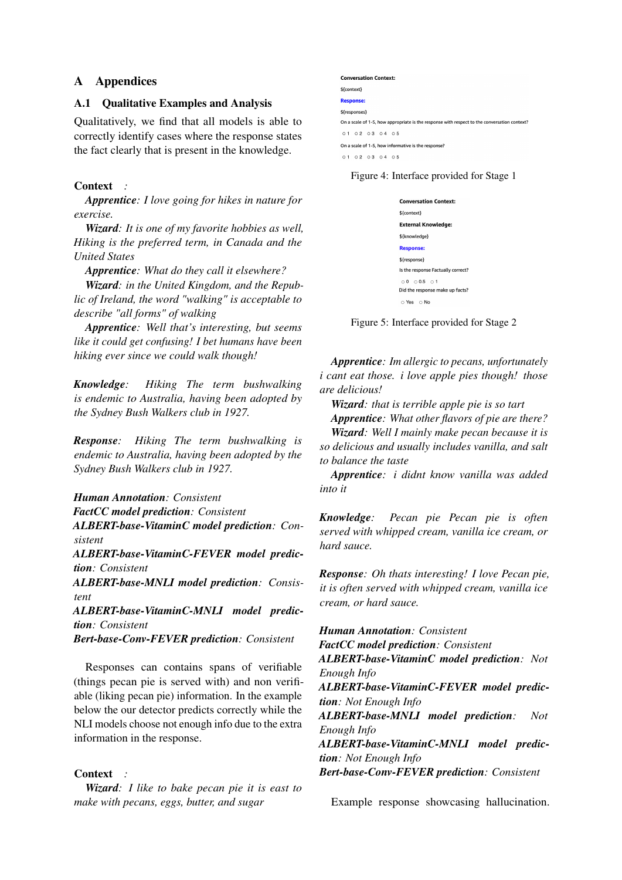## A Appendices

### A.1 Qualitative Examples and Analysis

Qualitatively, we find that all models is able to correctly identify cases where the response states the fact clearly that is present in the knowledge.

**Context** *:*

***Apprentice****: I love going for hikes in nature for exercise.*

***Wizard****: It is one of my favorite hobbies as well, Hiking is the preferred term, in Canada and the United States*

***Apprentice****: What do they call it elsewhere?*

***Wizard****: in the United Kingdom, and the Republic of Ireland, the word "walking" is acceptable to describe "all forms" of walking*

***Apprentice****: Well that's interesting, but seems like it could get confusing! I bet humans have been hiking ever since we could walk though!*

***Knowledge****: Hiking The term bushwalking is endemic to Australia, having been adopted by the Sydney Bush Walkers club in 1927.*

***Response****: Hiking The term bushwalking is endemic to Australia, having been adopted by the Sydney Bush Walkers club in 1927.*

***Human Annotation****: Consistent*
***FactCC model prediction****: Consistent*
***ALBERT-base-VitaminC model prediction****: Consistent*
***ALBERT-base-VitaminC-FEVER model prediction****: Consistent*
***ALBERT-base-MNLI model prediction****: Consistent*
***ALBERT-base-VitaminC-MNLI model prediction****: Consistent*
***Bert-base-Conv-FEVER prediction****: Consistent*

Responses can contains spans of verifiable (things pecan pie is served with) and non verifiable (liking pecan pie) information. In the example below the our detector predicts correctly while the NLI models choose not enough info due to the extra information in the response.

**Context** *:*

***Wizard****: I like to bake pecan pie it is east to make with pecans, eggs, butter, and sugar*

Conversation Context:
${context}
Response:
${responses}
On a scale of 1-5, how appropriate is the response with respect to the conversation context?
○ 1 ○ 2 ○ 3 ○ 4 ○ 5
On a scale of 1-5, how informative is the response?
○ 1 ○ 2 ○ 3 ○ 4 ○ 5

Figure 4: Interface provided for Stage 1

Conversation Context:
${context}
External Knowledge:
${knowledge}
Response:
${response}
Is the response Factually correct?
○ 0 ○ 0.5 ○ 1
Did the response make up facts?
○ Yes ○ No

Figure 5: Interface provided for Stage 2

***Apprentice****: Im allergic to pecans, unfortunately i cant eat those. i love apple pies though! those are delicious!*

***Wizard****: that is terrible apple pie is so tart*

***Apprentice****: What other flavors of pie are there?*

***Wizard****: Well I mainly make pecan because it is so delicious and usually includes vanilla, and salt to balance the taste*

***Apprentice****: i didnt know vanilla was added into it*

***Knowledge****: Pecan pie Pecan pie is often served with whipped cream, vanilla ice cream, or hard sauce.*

***Response****: Oh thats interesting! I love Pecan pie, it is often served with whipped cream, vanilla ice cream, or hard sauce.*

***Human Annotation****: Consistent*
***FactCC model prediction****: Consistent*
***ALBERT-base-VitaminC model prediction****: Not Enough Info*
***ALBERT-base-VitaminC-FEVER model prediction****: Not Enough Info*
***ALBERT-base-MNLI model prediction****: Not Enough Info*
***ALBERT-base-VitaminC-MNLI model prediction****: Not Enough Info*
***Bert-base-Conv-FEVER prediction****: Consistent*

Example response showcasing hallucination.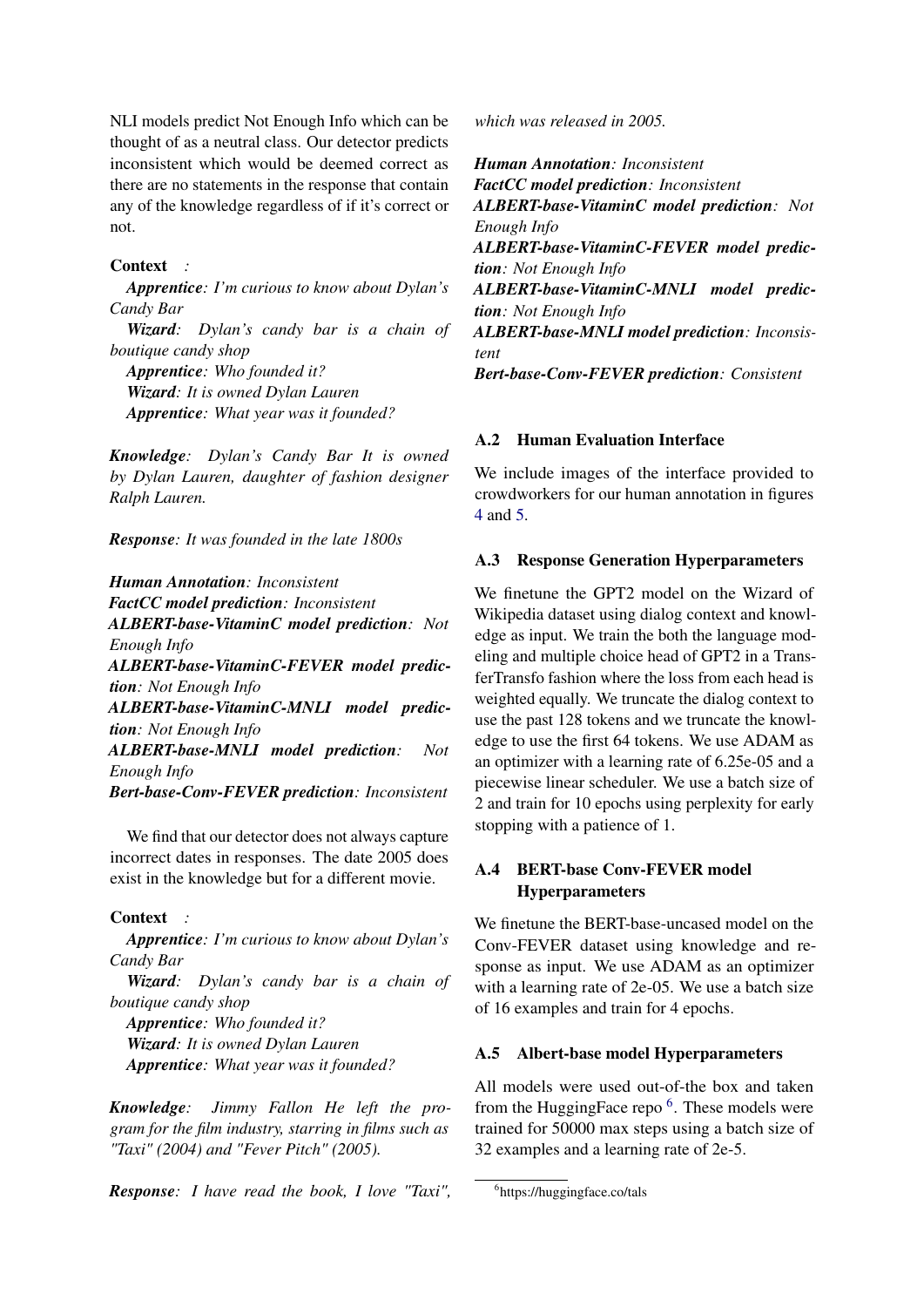NLI models predict Not Enough Info which can be thought of as a neutral class. Our detector predicts inconsistent which would be deemed correct as there are no statements in the response that contain any of the knowledge regardless of if it's correct or not.

**Context** :

***Apprentice****: I'm curious to know about Dylan's Candy Bar*

***Wizard****: Dylan's candy bar is a chain of boutique candy shop*

***Apprentice****: Who founded it?*

***Wizard****: It is owned Dylan Lauren*

***Apprentice****: What year was it founded?*

***Knowledge****: Dylan's Candy Bar It is owned by Dylan Lauren, daughter of fashion designer Ralph Lauren.*

***Response****: It was founded in the late 1800s*

***Human Annotation****: Inconsistent*
***FactCC model prediction****: Inconsistent*
***ALBERT-base-VitaminC model prediction****: Not Enough Info*
***ALBERT-base-VitaminC-FEVER model prediction****: Not Enough Info*
***ALBERT-base-VitaminC-MNLI model prediction****: Not Enough Info*
***ALBERT-base-MNLI model prediction****: Not Enough Info*
***Bert-base-Conv-FEVER prediction****: Inconsistent*

We find that our detector does not always capture incorrect dates in responses. The date 2005 does exist in the knowledge but for a different movie.

**Context** :

***Apprentice****: I'm curious to know about Dylan's Candy Bar*

***Wizard****: Dylan's candy bar is a chain of boutique candy shop*

***Apprentice****: Who founded it?*

***Wizard****: It is owned Dylan Lauren*

***Apprentice****: What year was it founded?*

***Knowledge****: Jimmy Fallon He left the program for the film industry, starring in films such as "Taxi" (2004) and "Fever Pitch" (2005).*

***Response****: I have read the book, I love "Taxi", which was released in 2005.*

***Human Annotation****: Inconsistent*
***FactCC model prediction****: Inconsistent*
***ALBERT-base-VitaminC model prediction****: Not Enough Info*
***ALBERT-base-VitaminC-FEVER model prediction****: Not Enough Info*
***ALBERT-base-VitaminC-MNLI model prediction****: Not Enough Info*
***ALBERT-base-MNLI model prediction****: Inconsistent*
***Bert-base-Conv-FEVER prediction****: Consistent*

### A.2 Human Evaluation Interface

We include images of the interface provided to crowdworkers for our human annotation in figures 4 and 5.

### A.3 Response Generation Hyperparameters

We finetune the GPT2 model on the Wizard of Wikipedia dataset using dialog context and knowledge as input. We train the both the language modeling and multiple choice head of GPT2 in a TransferTransfo fashion where the loss from each head is weighted equally. We truncate the dialog context to use the past 128 tokens and we truncate the knowledge to use the first 64 tokens. We use ADAM as an optimizer with a learning rate of 6.25e-05 and a piecewise linear scheduler. We use a batch size of 2 and train for 10 epochs using perplexity for early stopping with a patience of 1.

### A.4 BERT-base Conv-FEVER model Hyperparameters

We finetune the BERT-base-uncased model on the Conv-FEVER dataset using knowledge and response as input. We use ADAM as an optimizer with a learning rate of 2e-05. We use a batch size of 16 examples and train for 4 epochs.

### A.5 Albert-base model Hyperparameters

All models were used out-of-the box and taken from the HuggingFace repo [6]. These models were trained for 50000 max steps using a batch size of 32 examples and a learning rate of 2e-5.

[6] https://huggingface.co/tals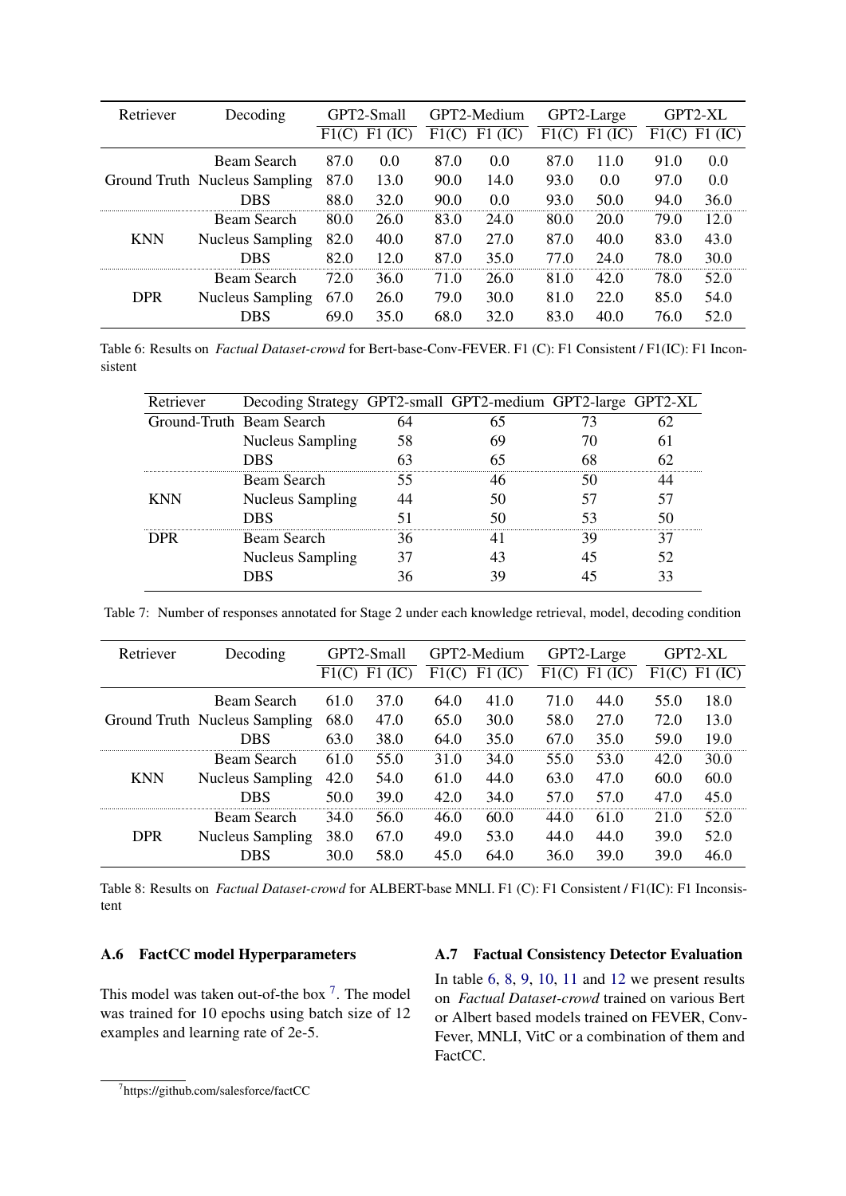| Retriever | Decoding | GPT2-Small | | GPT2-Medium | | GPT2-Large | | GPT2-XL | |
|---|---|---|---|---|---|---|---|---|---|
| | | F1(C) | F1 (IC) | F1(C) | F1 (IC) | F1(C) | F1 (IC) | F1(C) | F1 (IC) |
| Ground Truth | Beam Search | 87.0 | 0.0 | 87.0 | 0.0 | 87.0 | 11.0 | 91.0 | 0.0 |
| | Nucleus Sampling | 87.0 | 13.0 | 90.0 | 14.0 | 93.0 | 0.0 | 97.0 | 0.0 |
| | DBS | 88.0 | 32.0 | 90.0 | 0.0 | 93.0 | 50.0 | 94.0 | 36.0 |
| KNN | Beam Search | 80.0 | 26.0 | 83.0 | 24.0 | 80.0 | 20.0 | 79.0 | 12.0 |
| | Nucleus Sampling | 82.0 | 40.0 | 87.0 | 27.0 | 87.0 | 40.0 | 83.0 | 43.0 |
| | DBS | 82.0 | 12.0 | 87.0 | 35.0 | 77.0 | 24.0 | 78.0 | 30.0 |
| DPR | Beam Search | 72.0 | 36.0 | 71.0 | 26.0 | 81.0 | 42.0 | 78.0 | 52.0 |
| | Nucleus Sampling | 67.0 | 26.0 | 79.0 | 30.0 | 81.0 | 22.0 | 85.0 | 54.0 |
| | DBS | 69.0 | 35.0 | 68.0 | 32.0 | 83.0 | 40.0 | 76.0 | 52.0 |

Table 6: Results on *Factual Dataset-crowd* for Bert-base-Conv-FEVER. F1 (C): F1 Consistent / F1(IC): F1 Inconsistent

| Retriever | Decoding Strategy | GPT2-small | GPT2-medium | GPT2-large | GPT2-XL |
|---|---|---|---|---|---|
| Ground-Truth | Beam Search | 64 | 65 | 73 | 62 |
| | Nucleus Sampling | 58 | 69 | 70 | 61 |
| | DBS | 63 | 65 | 68 | 62 |
| | Beam Search | 55 | 46 | 50 | 44 |
| KNN | Nucleus Sampling | 44 | 50 | 57 | 57 |
| | DBS | 51 | 50 | 53 | 50 |
| DPR | Beam Search | 36 | 41 | 39 | 37 |
| | Nucleus Sampling | 37 | 43 | 45 | 52 |
| | DBS | 36 | 39 | 45 | 33 |

Table 7: Number of responses annotated for Stage 2 under each knowledge retrieval, model, decoding condition

| Retriever | Decoding | GPT2-Small | | GPT2-Medium | | GPT2-Large | | GPT2-XL | |
|---|---|---|---|---|---|---|---|---|---|
| | | F1(C) | F1 (IC) | F1(C) | F1 (IC) | F1(C) | F1 (IC) | F1(C) | F1 (IC) |
| Ground Truth | Beam Search | 61.0 | 37.0 | 64.0 | 41.0 | 71.0 | 44.0 | 55.0 | 18.0 |
| | Nucleus Sampling | 68.0 | 47.0 | 65.0 | 30.0 | 58.0 | 27.0 | 72.0 | 13.0 |
| | DBS | 63.0 | 38.0 | 64.0 | 35.0 | 67.0 | 35.0 | 59.0 | 19.0 |
| KNN | Beam Search | 61.0 | 55.0 | 31.0 | 34.0 | 55.0 | 53.0 | 42.0 | 30.0 |
| | Nucleus Sampling | 42.0 | 54.0 | 61.0 | 44.0 | 63.0 | 47.0 | 60.0 | 60.0 |
| | DBS | 50.0 | 39.0 | 42.0 | 34.0 | 57.0 | 57.0 | 47.0 | 45.0 |
| DPR | Beam Search | 34.0 | 56.0 | 46.0 | 60.0 | 44.0 | 61.0 | 21.0 | 52.0 |
| | Nucleus Sampling | 38.0 | 67.0 | 49.0 | 53.0 | 44.0 | 44.0 | 39.0 | 52.0 |
| | DBS | 30.0 | 58.0 | 45.0 | 64.0 | 36.0 | 39.0 | 39.0 | 46.0 |

Table 8: Results on *Factual Dataset-crowd* for ALBERT-base MNLI. F1 (C): F1 Consistent / F1(IC): F1 Inconsistent

### A.6 FactCC model Hyperparameters

This model was taken out-of-the box [7]. The model was trained for 10 epochs using batch size of 12 examples and learning rate of 2e-5.

### A.7 Factual Consistency Detector Evaluation

In table 6, 8, 9, 10, 11 and 12 we present results on *Factual Dataset-crowd* trained on various Bert or Albert based models trained on FEVER, Conv-Fever, MNLI, VitC or a combination of them and FactCC.

[7] https://github.com/salesforce/factCC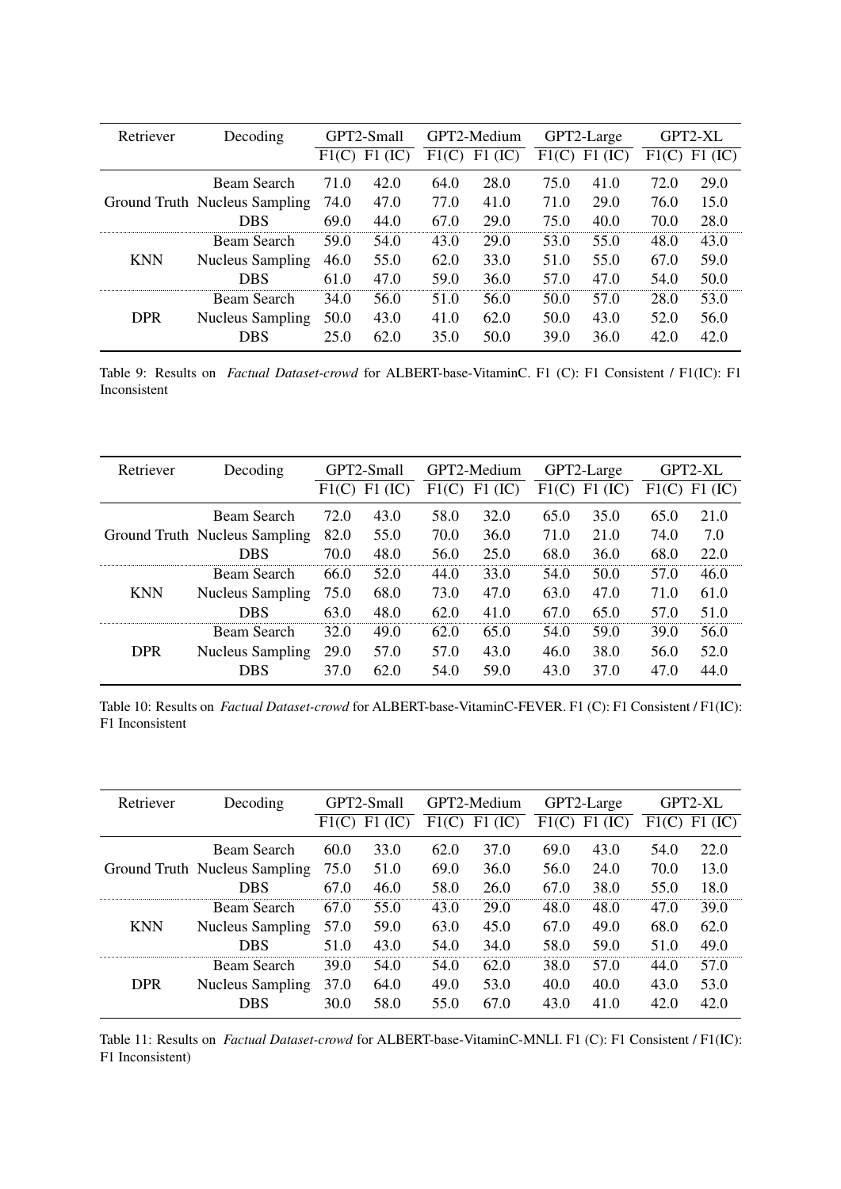| Retriever | Decoding | GPT2-Small | | GPT2-Medium | | GPT2-Large | | GPT2-XL | |
|---|---|---|---|---|---|---|---|---|---|
| | | F1(C) | F1 (IC) | F1(C) | F1 (IC) | F1(C) | F1 (IC) | F1(C) | F1 (IC) |
| Ground Truth | Beam Search | 71.0 | 42.0 | 64.0 | 28.0 | 75.0 | 41.0 | 72.0 | 29.0 |
| | Nucleus Sampling | 74.0 | 47.0 | 77.0 | 41.0 | 71.0 | 29.0 | 76.0 | 15.0 |
| | DBS | 69.0 | 44.0 | 67.0 | 29.0 | 75.0 | 40.0 | 70.0 | 28.0 |
| KNN | Beam Search | 59.0 | 54.0 | 43.0 | 29.0 | 53.0 | 55.0 | 48.0 | 43.0 |
| | Nucleus Sampling | 46.0 | 55.0 | 62.0 | 33.0 | 51.0 | 55.0 | 67.0 | 59.0 |
| | DBS | 61.0 | 47.0 | 59.0 | 36.0 | 57.0 | 47.0 | 54.0 | 50.0 |
| DPR | Beam Search | 34.0 | 56.0 | 51.0 | 56.0 | 50.0 | 57.0 | 28.0 | 53.0 |
| | Nucleus Sampling | 50.0 | 43.0 | 41.0 | 62.0 | 50.0 | 43.0 | 52.0 | 56.0 |
| | DBS | 25.0 | 62.0 | 35.0 | 50.0 | 39.0 | 36.0 | 42.0 | 42.0 |

Table 9: Results on *Factual Dataset-crowd* for ALBERT-base-VitaminC. F1 (C): F1 Consistent / F1(IC): F1 Inconsistent

| Retriever | Decoding | GPT2-Small | | GPT2-Medium | | GPT2-Large | | GPT2-XL | |
|---|---|---|---|---|---|---|---|---|---|
| | | F1(C) | F1 (IC) | F1(C) | F1 (IC) | F1(C) | F1 (IC) | F1(C) | F1 (IC) |
| Ground Truth | Beam Search | 72.0 | 43.0 | 58.0 | 32.0 | 65.0 | 35.0 | 65.0 | 21.0 |
| | Nucleus Sampling | 82.0 | 55.0 | 70.0 | 36.0 | 71.0 | 21.0 | 74.0 | 7.0 |
| | DBS | 70.0 | 48.0 | 56.0 | 25.0 | 68.0 | 36.0 | 68.0 | 22.0 |
| KNN | Beam Search | 66.0 | 52.0 | 44.0 | 33.0 | 54.0 | 50.0 | 57.0 | 46.0 |
| | Nucleus Sampling | 75.0 | 68.0 | 73.0 | 47.0 | 63.0 | 47.0 | 71.0 | 61.0 |
| | DBS | 63.0 | 48.0 | 62.0 | 41.0 | 67.0 | 65.0 | 57.0 | 51.0 |
| DPR | Beam Search | 32.0 | 49.0 | 62.0 | 65.0 | 54.0 | 59.0 | 39.0 | 56.0 |
| | Nucleus Sampling | 29.0 | 57.0 | 57.0 | 43.0 | 46.0 | 38.0 | 56.0 | 52.0 |
| | DBS | 37.0 | 62.0 | 54.0 | 59.0 | 43.0 | 37.0 | 47.0 | 44.0 |

Table 10: Results on *Factual Dataset-crowd* for ALBERT-base-VitaminC-FEVER. F1 (C): F1 Consistent / F1(IC): F1 Inconsistent

| Retriever | Decoding | GPT2-Small | | GPT2-Medium | | GPT2-Large | | GPT2-XL | |
|---|---|---|---|---|---|---|---|---|---|
| | | F1(C) | F1 (IC) | F1(C) | F1 (IC) | F1(C) | F1 (IC) | F1(C) | F1 (IC) |
| Ground Truth | Beam Search | 60.0 | 33.0 | 62.0 | 37.0 | 69.0 | 43.0 | 54.0 | 22.0 |
| | Nucleus Sampling | 75.0 | 51.0 | 69.0 | 36.0 | 56.0 | 24.0 | 70.0 | 13.0 |
| | DBS | 67.0 | 46.0 | 58.0 | 26.0 | 67.0 | 38.0 | 55.0 | 18.0 |
| KNN | Beam Search | 67.0 | 55.0 | 43.0 | 29.0 | 48.0 | 48.0 | 47.0 | 39.0 |
| | Nucleus Sampling | 57.0 | 59.0 | 63.0 | 45.0 | 67.0 | 49.0 | 68.0 | 62.0 |
| | DBS | 51.0 | 43.0 | 54.0 | 34.0 | 58.0 | 59.0 | 51.0 | 49.0 |
| DPR | Beam Search | 39.0 | 54.0 | 54.0 | 62.0 | 38.0 | 57.0 | 44.0 | 57.0 |
| | Nucleus Sampling | 37.0 | 64.0 | 49.0 | 53.0 | 40.0 | 40.0 | 43.0 | 53.0 |
| | DBS | 30.0 | 58.0 | 55.0 | 67.0 | 43.0 | 41.0 | 42.0 | 42.0 |

Table 11: Results on *Factual Dataset-crowd* for ALBERT-base-VitaminC-MNLI. F1 (C): F1 Consistent / F1(IC): F1 Inconsistent)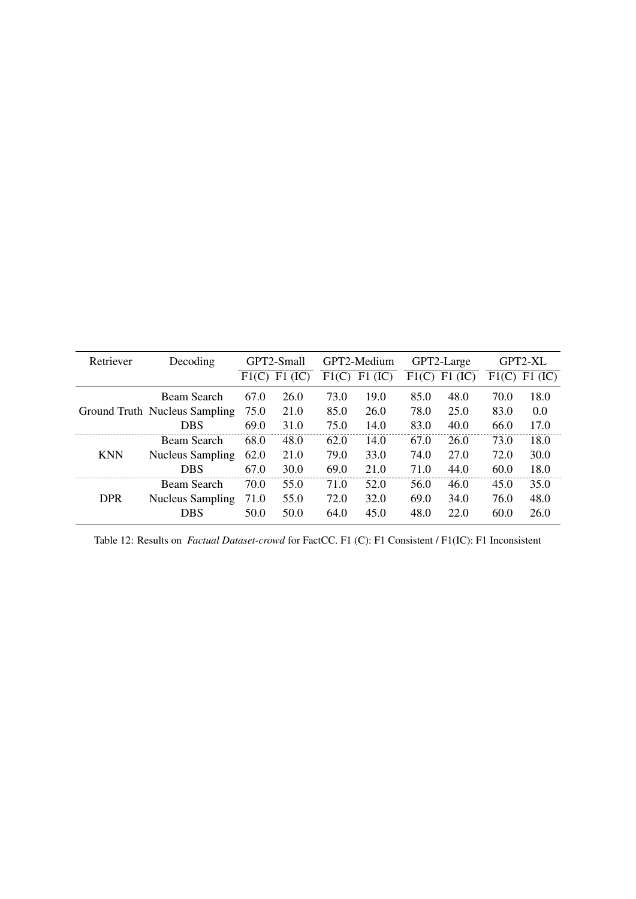| Retriever | Decoding | GPT2-Small | | GPT2-Medium | | GPT2-Large | | GPT2-XL | |
|---|---|---|---|---|---|---|---|---|---|
| | | F1(C) | F1 (IC) | F1(C) | F1 (IC) | F1(C) | F1 (IC) | F1(C) | F1 (IC) |
| Ground Truth | Beam Search | 67.0 | 26.0 | 73.0 | 19.0 | 85.0 | 48.0 | 70.0 | 18.0 |
| | Nucleus Sampling | 75.0 | 21.0 | 85.0 | 26.0 | 78.0 | 25.0 | 83.0 | 0.0 |
| | DBS | 69.0 | 31.0 | 75.0 | 14.0 | 83.0 | 40.0 | 66.0 | 17.0 |
| KNN | Beam Search | 68.0 | 48.0 | 62.0 | 14.0 | 67.0 | 26.0 | 73.0 | 18.0 |
| | Nucleus Sampling | 62.0 | 21.0 | 79.0 | 33.0 | 74.0 | 27.0 | 72.0 | 30.0 |
| | DBS | 67.0 | 30.0 | 69.0 | 21.0 | 71.0 | 44.0 | 60.0 | 18.0 |
| DPR | Beam Search | 70.0 | 55.0 | 71.0 | 52.0 | 56.0 | 46.0 | 45.0 | 35.0 |
| | Nucleus Sampling | 71.0 | 55.0 | 72.0 | 32.0 | 69.0 | 34.0 | 76.0 | 48.0 |
| | DBS | 50.0 | 50.0 | 64.0 | 45.0 | 48.0 | 22.0 | 60.0 | 26.0 |

Table 12: Results on *Factual Dataset-crowd* for FactCC. F1 (C): F1 Consistent / F1(IC): F1 Inconsistent